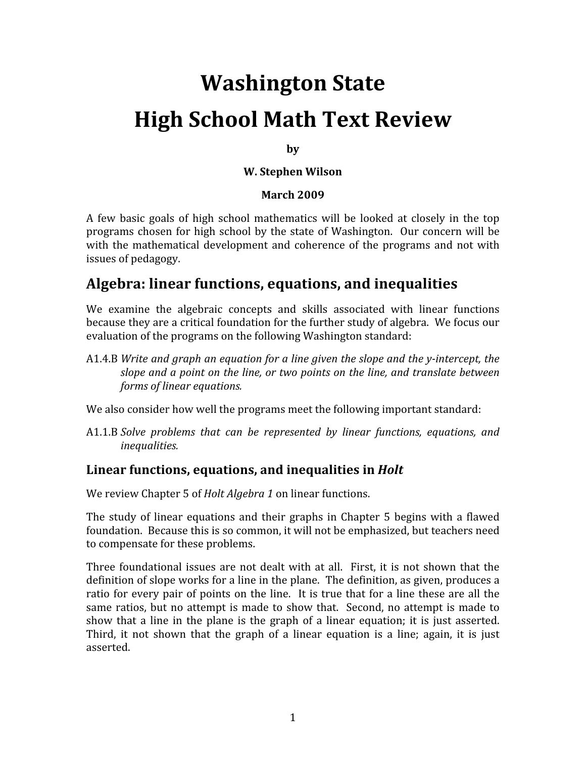# Washington State High School Math Text Review

**by**

**W. Stephen Wilson**

**March 2009**

A few basic goals of high school mathematics will be looked at closely in the top programs chosen for high school by the state of Washington. Our concern will be with the mathematical development and coherence of the programs and not with issues of pedagogy.

## Algebra: linear functions, equations, and inequalities

We examine the algebraic concepts and skills associated with linear functions because they are a critical foundation for the further study of algebra. We focus our evaluation of the programs on the following Washington standard:

A1.4.B *Write and graph an equation for a line given the slope and the y-intercept, the slope and a point on the line, or two points on the line, and translate between forms of linear equations.*

We also consider how well the programs meet the following important standard:

A1.1.B *Solve problems that can be represented by linear functions, equations, and inequalities.*

### Linear functions, equations, and inequalities in *Holt*

We review Chapter 5 of *Holt Algebra 1* on linear functions.

The study of linear equations and their graphs in Chapter 5 begins with a flawed foundation. Because this is so common, it will not be emphasized, but teachers need to compensate for these problems.

Three foundational issues are not dealt with at all. First, it is not shown that the definition of slope works for a line in the plane. The definition, as given, produces a ratio for every pair of points on the line. It is true that for a line these are all the same ratios, but no attempt is made to show that. Second, no attempt is made to show that a line in the plane is the graph of a linear equation; it is just asserted. Third, it not shown that the graph of a linear equation is a line; again, it is just asserted.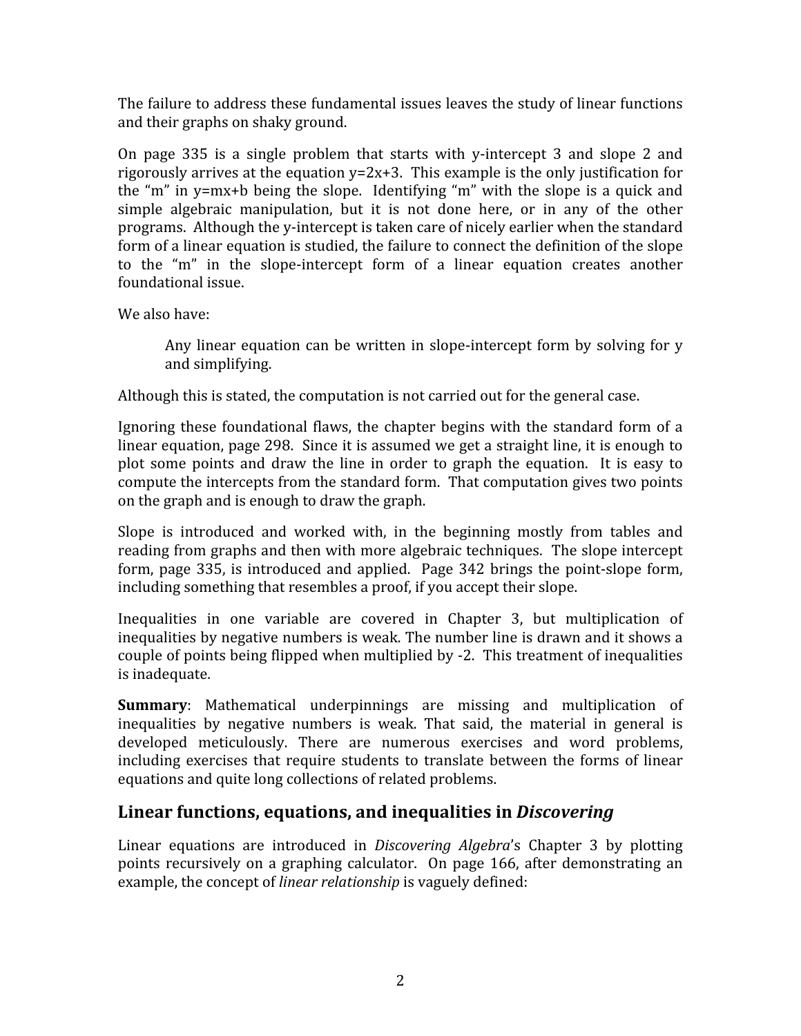The failure to address these fundamental issues leaves the study of linear functions and their graphs on shaky ground.

On page 335 is a single problem that starts with y-intercept 3 and slope 2 and rigorously arrives at the equation $y=2x+3$. This example is the only justification for the "m" in $y=mx+b$ being the slope. Identifying "m" with the slope is a quick and simple algebraic manipulation, but it is not done here, or in any of the other programs. Although the y-intercept is taken care of nicely earlier when the standard form of a linear equation is studied, the failure to connect the definition of the slope to the "m" in the slope-intercept form of a linear equation creates another foundational issue.

We also have:

> Any linear equation can be written in slope-intercept form by solving for y and simplifying.

Although this is stated, the computation is not carried out for the general case.

Ignoring these foundational flaws, the chapter begins with the standard form of a linear equation, page 298. Since it is assumed we get a straight line, it is enough to plot some points and draw the line in order to graph the equation. It is easy to compute the intercepts from the standard form. That computation gives two points on the graph and is enough to draw the graph.

Slope is introduced and worked with, in the beginning mostly from tables and reading from graphs and then with more algebraic techniques. The slope intercept form, page 335, is introduced and applied. Page 342 brings the point-slope form, including something that resembles a proof, if you accept their slope.

Inequalities in one variable are covered in Chapter 3, but multiplication of inequalities by negative numbers is weak. The number line is drawn and it shows a couple of points being flipped when multiplied by -2. This treatment of inequalities is inadequate.

**Summary**: Mathematical underpinnings are missing and multiplication of inequalities by negative numbers is weak. That said, the material in general is developed meticulously. There are numerous exercises and word problems, including exercises that require students to translate between the forms of linear equations and quite long collections of related problems.

## Linear functions, equations, and inequalities in *Discovering*

Linear equations are introduced in *Discovering Algebra*'s Chapter 3 by plotting points recursively on a graphing calculator. On page 166, after demonstrating an example, the concept of *linear relationship* is vaguely defined: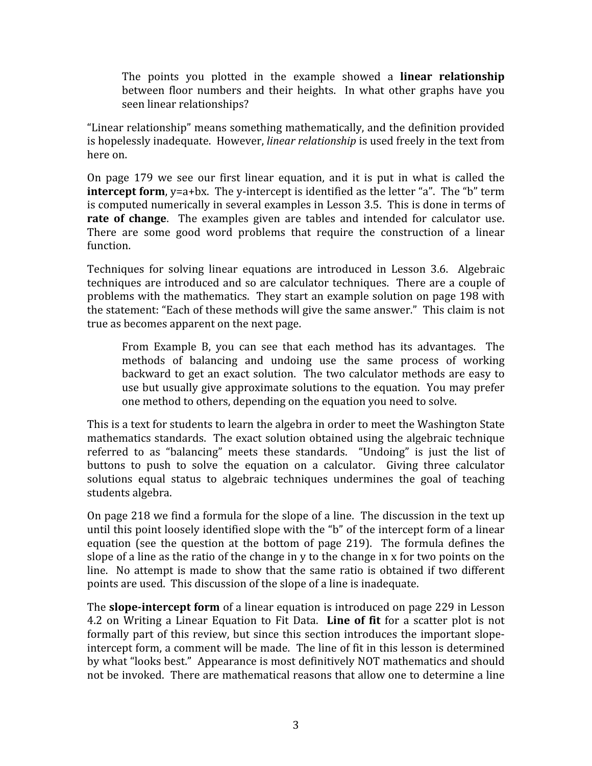> The points you plotted in the example showed a **linear relationship** between floor numbers and their heights. In what other graphs have you seen linear relationships?

"Linear relationship" means something mathematically, and the definition provided is hopelessly inadequate. However, *linear relationship* is used freely in the text from here on.

On page 179 we see our first linear equation, and it is put in what is called the **intercept form**, $y=a+bx$. The y-intercept is identified as the letter "a". The "b" term is computed numerically in several examples in Lesson 3.5. This is done in terms of **rate of change**. The examples given are tables and intended for calculator use. There are some good word problems that require the construction of a linear function.

Techniques for solving linear equations are introduced in Lesson 3.6. Algebraic techniques are introduced and so are calculator techniques. There are a couple of problems with the mathematics. They start an example solution on page 198 with the statement: "Each of these methods will give the same answer." This claim is not true as becomes apparent on the next page.

> From Example B, you can see that each method has its advantages. The methods of balancing and undoing use the same process of working backward to get an exact solution. The two calculator methods are easy to use but usually give approximate solutions to the equation. You may prefer one method to others, depending on the equation you need to solve.

This is a text for students to learn the algebra in order to meet the Washington State mathematics standards. The exact solution obtained using the algebraic technique referred to as "balancing" meets these standards. "Undoing" is just the list of buttons to push to solve the equation on a calculator. Giving three calculator solutions equal status to algebraic techniques undermines the goal of teaching students algebra.

On page 218 we find a formula for the slope of a line. The discussion in the text up until this point loosely identified slope with the "b" of the intercept form of a linear equation (see the question at the bottom of page 219). The formula defines the slope of a line as the ratio of the change in y to the change in x for two points on the line. No attempt is made to show that the same ratio is obtained if two different points are used. This discussion of the slope of a line is inadequate.

The **slope-intercept form** of a linear equation is introduced on page 229 in Lesson 4.2 on Writing a Linear Equation to Fit Data. **Line of fit** for a scatter plot is not formally part of this review, but since this section introduces the important slope-intercept form, a comment will be made. The line of fit in this lesson is determined by what "looks best." Appearance is most definitively NOT mathematics and should not be invoked. There are mathematical reasons that allow one to determine a line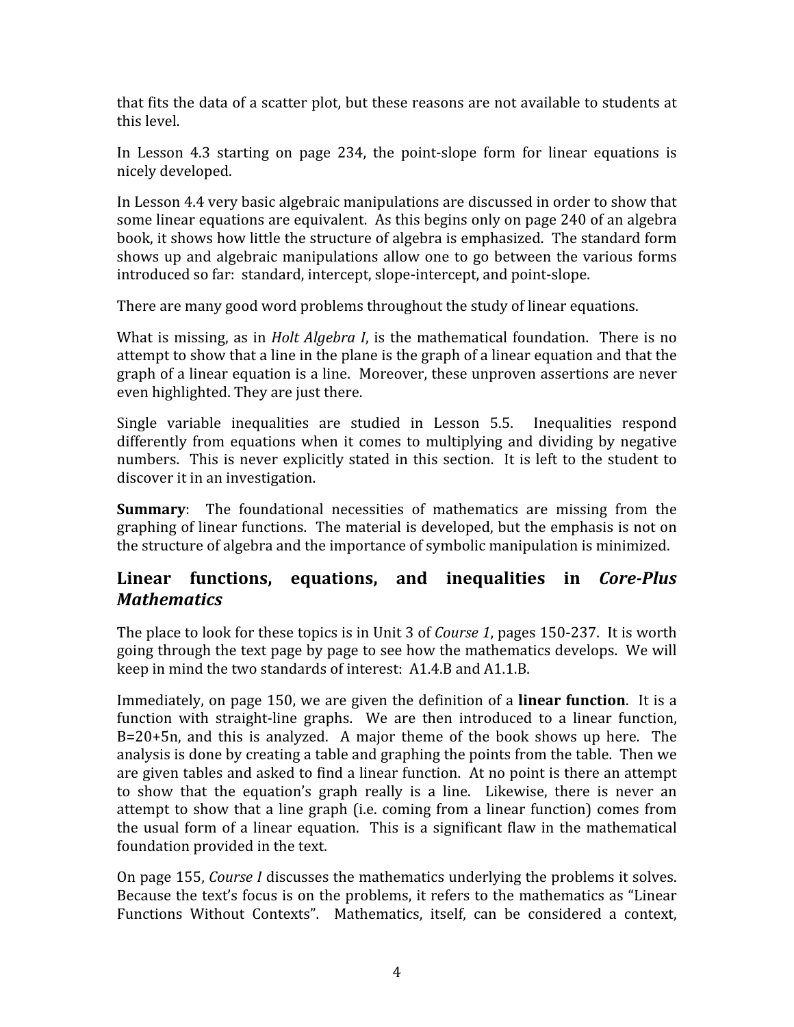that fits the data of a scatter plot, but these reasons are not available to students at this level.

In Lesson 4.3 starting on page 234, the point-slope form for linear equations is nicely developed.

In Lesson 4.4 very basic algebraic manipulations are discussed in order to show that some linear equations are equivalent. As this begins only on page 240 of an algebra book, it shows how little the structure of algebra is emphasized. The standard form shows up and algebraic manipulations allow one to go between the various forms introduced so far: standard, intercept, slope-intercept, and point-slope.

There are many good word problems throughout the study of linear equations.

What is missing, as in *Holt Algebra I*, is the mathematical foundation. There is no attempt to show that a line in the plane is the graph of a linear equation and that the graph of a linear equation is a line. Moreover, these unproven assertions are never even highlighted. They are just there.

Single variable inequalities are studied in Lesson 5.5. Inequalities respond differently from equations when it comes to multiplying and dividing by negative numbers. This is never explicitly stated in this section. It is left to the student to discover it in an investigation.

**Summary**: The foundational necessities of mathematics are missing from the graphing of linear functions. The material is developed, but the emphasis is not on the structure of algebra and the importance of symbolic manipulation is minimized.

## Linear functions, equations, and inequalities in *Core-Plus Mathematics*

The place to look for these topics is in Unit 3 of *Course 1*, pages 150-237. It is worth going through the text page by page to see how the mathematics develops. We will keep in mind the two standards of interest: A1.4.B and A1.1.B.

Immediately, on page 150, we are given the definition of a **linear function**. It is a function with straight-line graphs. We are then introduced to a linear function, $B=20+5n$, and this is analyzed. A major theme of the book shows up here. The analysis is done by creating a table and graphing the points from the table. Then we are given tables and asked to find a linear function. At no point is there an attempt to show that the equation's graph really is a line. Likewise, there is never an attempt to show that a line graph (i.e. coming from a linear function) comes from the usual form of a linear equation. This is a significant flaw in the mathematical foundation provided in the text.

On page 155, *Course I* discusses the mathematics underlying the problems it solves. Because the text's focus is on the problems, it refers to the mathematics as "Linear Functions Without Contexts". Mathematics, itself, can be considered a context,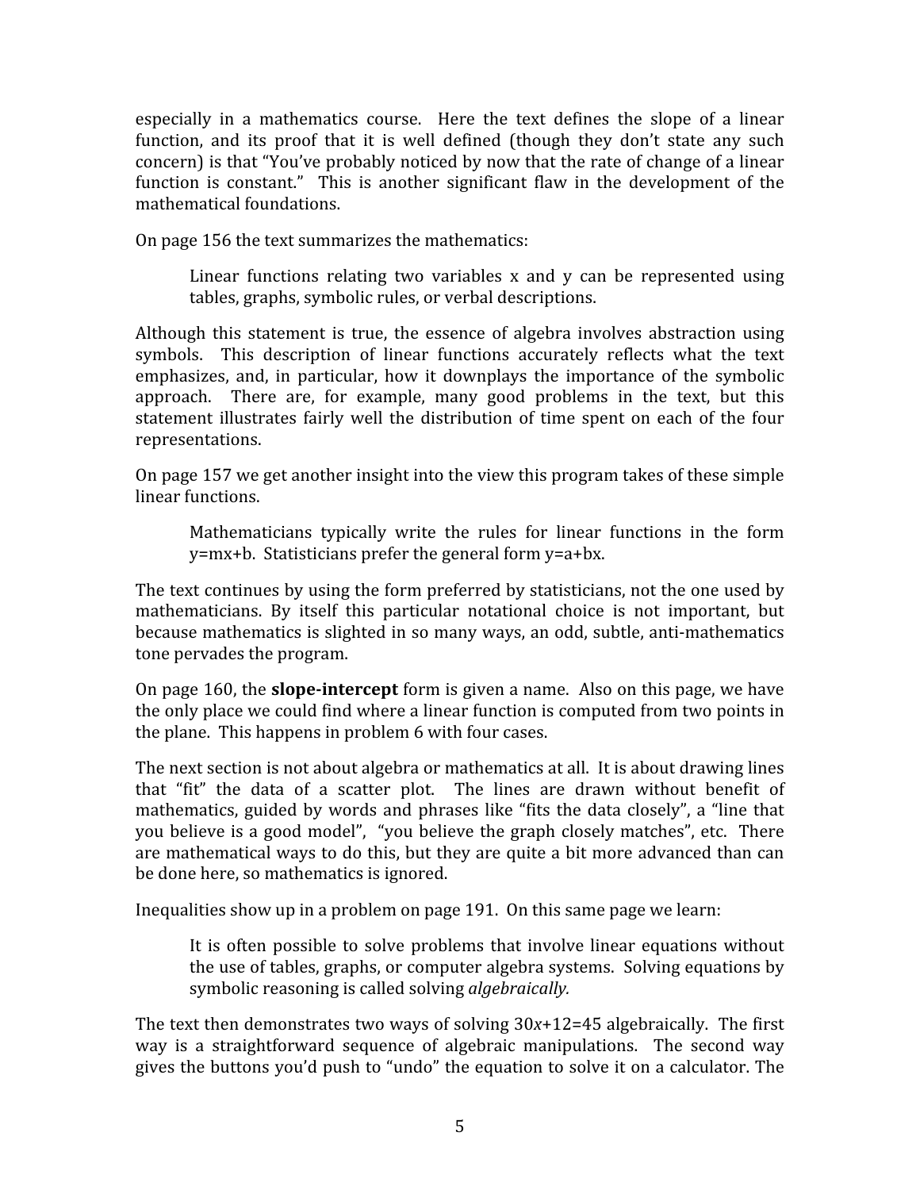especially in a mathematics course. Here the text defines the slope of a linear function, and its proof that it is well defined (though they don't state any such concern) is that "You've probably noticed by now that the rate of change of a linear function is constant." This is another significant flaw in the development of the mathematical foundations.

On page 156 the text summarizes the mathematics:

> Linear functions relating two variables x and y can be represented using tables, graphs, symbolic rules, or verbal descriptions.

Although this statement is true, the essence of algebra involves abstraction using symbols. This description of linear functions accurately reflects what the text emphasizes, and, in particular, how it downplays the importance of the symbolic approach. There are, for example, many good problems in the text, but this statement illustrates fairly well the distribution of time spent on each of the four representations.

On page 157 we get another insight into the view this program takes of these simple linear functions.

> Mathematicians typically write the rules for linear functions in the form $y=mx+b$. Statisticians prefer the general form $y=a+bx$.

The text continues by using the form preferred by statisticians, not the one used by mathematicians. By itself this particular notational choice is not important, but because mathematics is slighted in so many ways, an odd, subtle, anti-mathematics tone pervades the program.

On page 160, the **slope-intercept** form is given a name. Also on this page, we have the only place we could find where a linear function is computed from two points in the plane. This happens in problem 6 with four cases.

The next section is not about algebra or mathematics at all. It is about drawing lines that "fit" the data of a scatter plot. The lines are drawn without benefit of mathematics, guided by words and phrases like "fits the data closely", a "line that you believe is a good model", "you believe the graph closely matches", etc. There are mathematical ways to do this, but they are quite a bit more advanced than can be done here, so mathematics is ignored.

Inequalities show up in a problem on page 191. On this same page we learn:

> It is often possible to solve problems that involve linear equations without the use of tables, graphs, or computer algebra systems. Solving equations by symbolic reasoning is called solving *algebraically.*

The text then demonstrates two ways of solving $30x+12=45$ algebraically. The first way is a straightforward sequence of algebraic manipulations. The second way gives the buttons you'd push to "undo" the equation to solve it on a calculator. The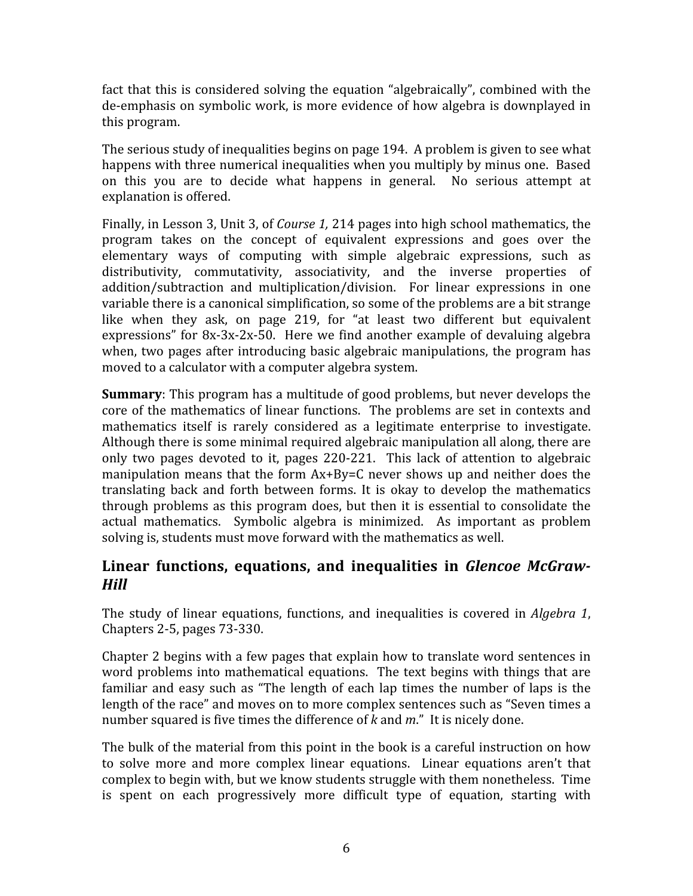fact that this is considered solving the equation "algebraically", combined with the de-emphasis on symbolic work, is more evidence of how algebra is downplayed in this program.

The serious study of inequalities begins on page 194. A problem is given to see what happens with three numerical inequalities when you multiply by minus one. Based on this you are to decide what happens in general. No serious attempt at explanation is offered.

Finally, in Lesson 3, Unit 3, of *Course 1,* 214 pages into high school mathematics, the program takes on the concept of equivalent expressions and goes over the elementary ways of computing with simple algebraic expressions, such as distributivity, commutativity, associativity, and the inverse properties of addition/subtraction and multiplication/division. For linear expressions in one variable there is a canonical simplification, so some of the problems are a bit strange like when they ask, on page 219, for "at least two different but equivalent expressions" for $8x-3x-2x-50$. Here we find another example of devaluing algebra when, two pages after introducing basic algebraic manipulations, the program has moved to a calculator with a computer algebra system.

**Summary**: This program has a multitude of good problems, but never develops the core of the mathematics of linear functions. The problems are set in contexts and mathematics itself is rarely considered as a legitimate enterprise to investigate. Although there is some minimal required algebraic manipulation all along, there are only two pages devoted to it, pages 220-221. This lack of attention to algebraic manipulation means that the form $Ax+By=C$ never shows up and neither does the translating back and forth between forms. It is okay to develop the mathematics through problems as this program does, but then it is essential to consolidate the actual mathematics. Symbolic algebra is minimized. As important as problem solving is, students must move forward with the mathematics as well.

## Linear functions, equations, and inequalities in *Glencoe McGraw-Hill*

The study of linear equations, functions, and inequalities is covered in *Algebra 1*, Chapters 2-5, pages 73-330.

Chapter 2 begins with a few pages that explain how to translate word sentences in word problems into mathematical equations. The text begins with things that are familiar and easy such as "The length of each lap times the number of laps is the length of the race" and moves on to more complex sentences such as "Seven times a number squared is five times the difference of *k* and *m*." It is nicely done.

The bulk of the material from this point in the book is a careful instruction on how to solve more and more complex linear equations. Linear equations aren't that complex to begin with, but we know students struggle with them nonetheless. Time is spent on each progressively more difficult type of equation, starting with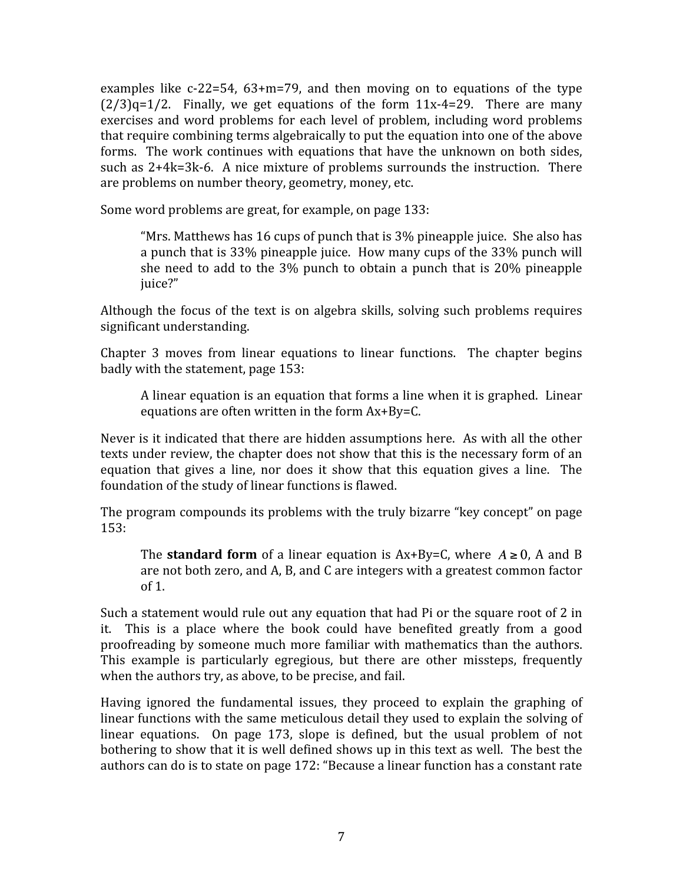examples like $c-22=54$, $63+m=79$, and then moving on to equations of the type $(2/3)q=1/2$. Finally, we get equations of the form $11x-4=29$. There are many exercises and word problems for each level of problem, including word problems that require combining terms algebraically to put the equation into one of the above forms. The work continues with equations that have the unknown on both sides, such as $2+4k=3k-6$. A nice mixture of problems surrounds the instruction. There are problems on number theory, geometry, money, etc.

Some word problems are great, for example, on page 133:

> "Mrs. Matthews has 16 cups of punch that is 3% pineapple juice. She also has a punch that is 33% pineapple juice. How many cups of the 33% punch will she need to add to the 3% punch to obtain a punch that is 20% pineapple juice?"

Although the focus of the text is on algebra skills, solving such problems requires significant understanding.

Chapter 3 moves from linear equations to linear functions. The chapter begins badly with the statement, page 153:

> A linear equation is an equation that forms a line when it is graphed. Linear equations are often written in the form $Ax+By=C$.

Never is it indicated that there are hidden assumptions here. As with all the other texts under review, the chapter does not show that this is the necessary form of an equation that gives a line, nor does it show that this equation gives a line. The foundation of the study of linear functions is flawed.

The program compounds its problems with the truly bizarre "key concept" on page 153:

> The **standard form** of a linear equation is $Ax+By=C$, where $A \geq 0$, A and B are not both zero, and A, B, and C are integers with a greatest common factor of 1.

Such a statement would rule out any equation that had Pi or the square root of 2 in it. This is a place where the book could have benefited greatly from a good proofreading by someone much more familiar with mathematics than the authors. This example is particularly egregious, but there are other missteps, frequently when the authors try, as above, to be precise, and fail.

Having ignored the fundamental issues, they proceed to explain the graphing of linear functions with the same meticulous detail they used to explain the solving of linear equations. On page 173, slope is defined, but the usual problem of not bothering to show that it is well defined shows up in this text as well. The best the authors can do is to state on page 172: "Because a linear function has a constant rate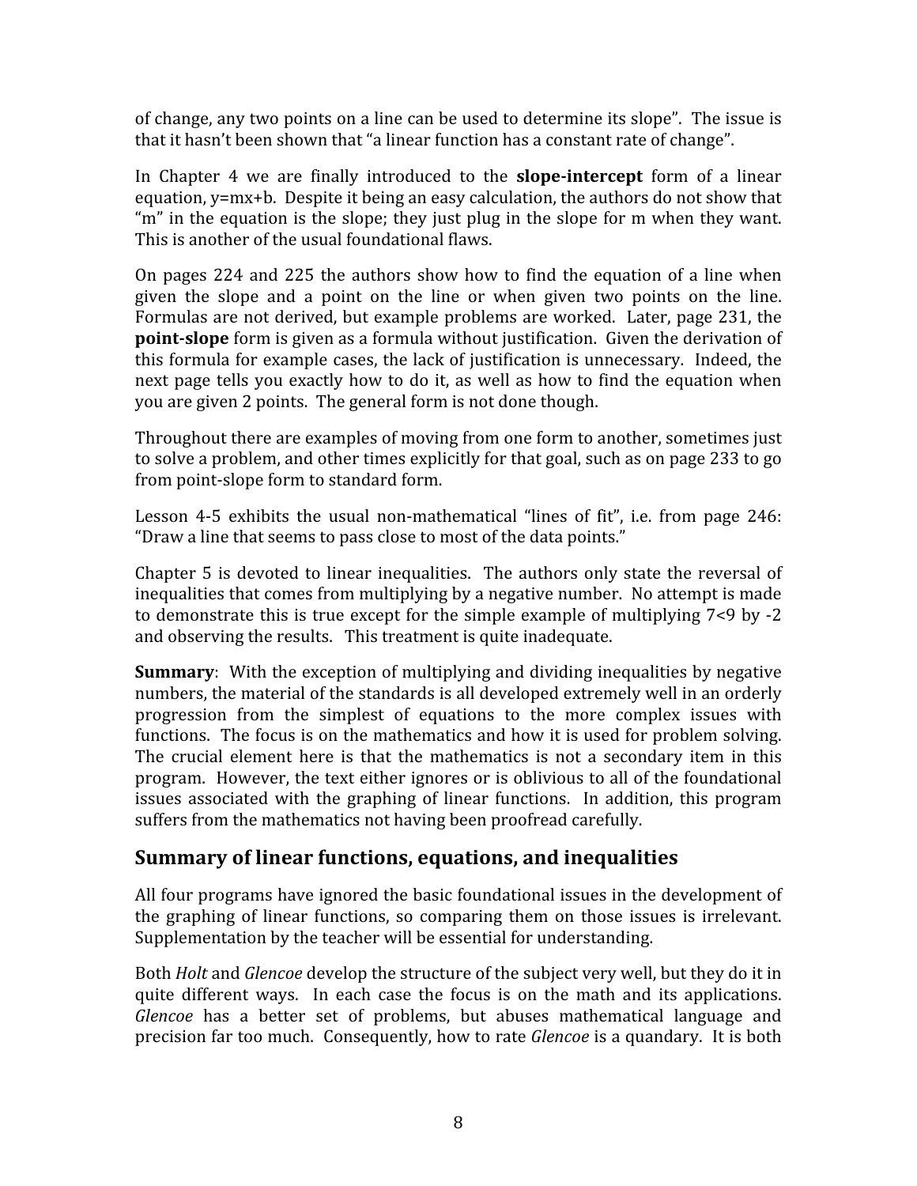of change, any two points on a line can be used to determine its slope". The issue is that it hasn't been shown that "a linear function has a constant rate of change".

In Chapter 4 we are finally introduced to the **slope-intercept** form of a linear equation, $y=mx+b$. Despite it being an easy calculation, the authors do not show that "m" in the equation is the slope; they just plug in the slope for m when they want. This is another of the usual foundational flaws.

On pages 224 and 225 the authors show how to find the equation of a line when given the slope and a point on the line or when given two points on the line. Formulas are not derived, but example problems are worked. Later, page 231, the **point-slope** form is given as a formula without justification. Given the derivation of this formula for example cases, the lack of justification is unnecessary. Indeed, the next page tells you exactly how to do it, as well as how to find the equation when you are given 2 points. The general form is not done though.

Throughout there are examples of moving from one form to another, sometimes just to solve a problem, and other times explicitly for that goal, such as on page 233 to go from point-slope form to standard form.

Lesson 4-5 exhibits the usual non-mathematical "lines of fit", i.e. from page 246: "Draw a line that seems to pass close to most of the data points."

Chapter 5 is devoted to linear inequalities. The authors only state the reversal of inequalities that comes from multiplying by a negative number. No attempt is made to demonstrate this is true except for the simple example of multiplying $7<9$ by $-2$ and observing the results. This treatment is quite inadequate.

**Summary**: With the exception of multiplying and dividing inequalities by negative numbers, the material of the standards is all developed extremely well in an orderly progression from the simplest of equations to the more complex issues with functions. The focus is on the mathematics and how it is used for problem solving. The crucial element here is that the mathematics is not a secondary item in this program. However, the text either ignores or is oblivious to all of the foundational issues associated with the graphing of linear functions. In addition, this program suffers from the mathematics not having been proofread carefully.

## Summary of linear functions, equations, and inequalities

All four programs have ignored the basic foundational issues in the development of the graphing of linear functions, so comparing them on those issues is irrelevant. Supplementation by the teacher will be essential for understanding.

Both *Holt* and *Glencoe* develop the structure of the subject very well, but they do it in quite different ways. In each case the focus is on the math and its applications. *Glencoe* has a better set of problems, but abuses mathematical language and precision far too much. Consequently, how to rate *Glencoe* is a quandary. It is both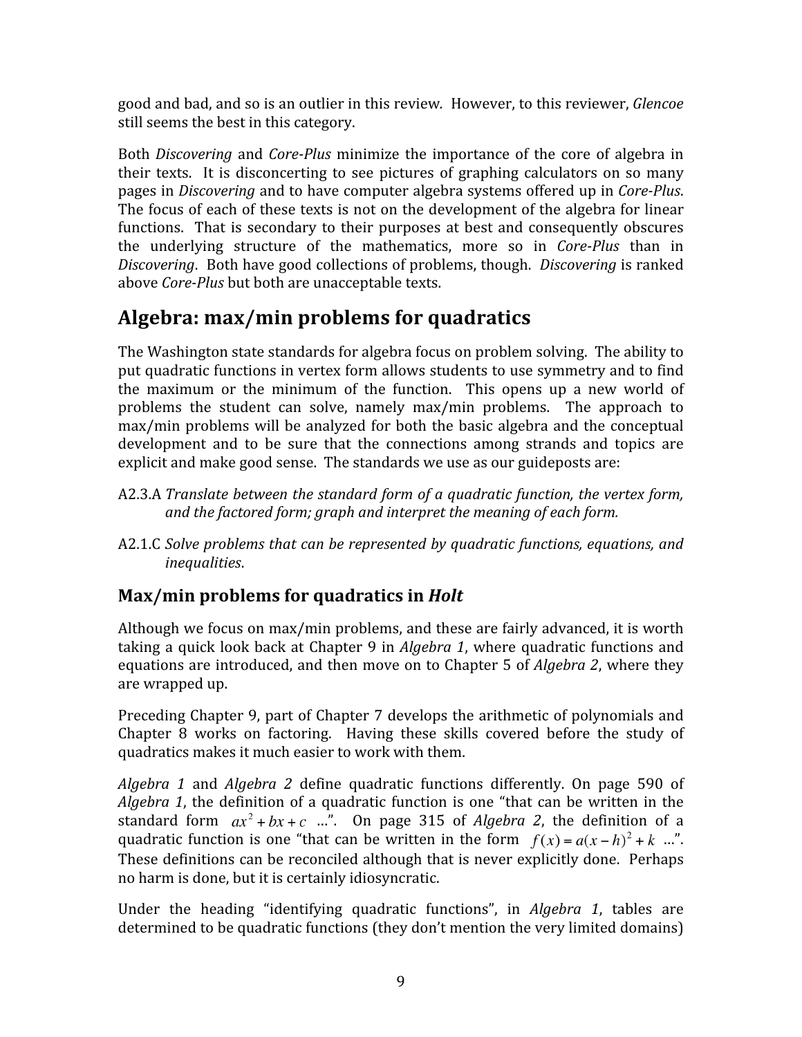good and bad, and so is an outlier in this review. However, to this reviewer, *Glencoe* still seems the best in this category.

Both *Discovering* and *Core-Plus* minimize the importance of the core of algebra in their texts. It is disconcerting to see pictures of graphing calculators on so many pages in *Discovering* and to have computer algebra systems offered up in *Core-Plus*. The focus of each of these texts is not on the development of the algebra for linear functions. That is secondary to their purposes at best and consequently obscures the underlying structure of the mathematics, more so in *Core-Plus* than in *Discovering*. Both have good collections of problems, though. *Discovering* is ranked above *Core-Plus* but both are unacceptable texts.

## Algebra: max/min problems for quadratics

The Washington state standards for algebra focus on problem solving. The ability to put quadratic functions in vertex form allows students to use symmetry and to find the maximum or the minimum of the function. This opens up a new world of problems the student can solve, namely max/min problems. The approach to max/min problems will be analyzed for both the basic algebra and the conceptual development and to be sure that the connections among strands and topics are explicit and make good sense. The standards we use as our guideposts are:

A2.3.A *Translate between the standard form of a quadratic function, the vertex form, and the factored form; graph and interpret the meaning of each form.*

A2.1.C *Solve problems that can be represented by quadratic functions, equations, and inequalities*.

### Max/min problems for quadratics in *Holt*

Although we focus on max/min problems, and these are fairly advanced, it is worth taking a quick look back at Chapter 9 in *Algebra 1*, where quadratic functions and equations are introduced, and then move on to Chapter 5 of *Algebra 2*, where they are wrapped up.

Preceding Chapter 9, part of Chapter 7 develops the arithmetic of polynomials and Chapter 8 works on factoring. Having these skills covered before the study of quadratics makes it much easier to work with them.

*Algebra 1* and *Algebra 2* define quadratic functions differently. On page 590 of *Algebra 1*, the definition of a quadratic function is one "that can be written in the standard form $ax^2 + bx + c$ …". On page 315 of *Algebra 2*, the definition of a quadratic function is one "that can be written in the form $f(x) = a(x-h)^2 + k$ …". These definitions can be reconciled although that is never explicitly done. Perhaps no harm is done, but it is certainly idiosyncratic.

Under the heading "identifying quadratic functions", in *Algebra 1*, tables are determined to be quadratic functions (they don't mention the very limited domains)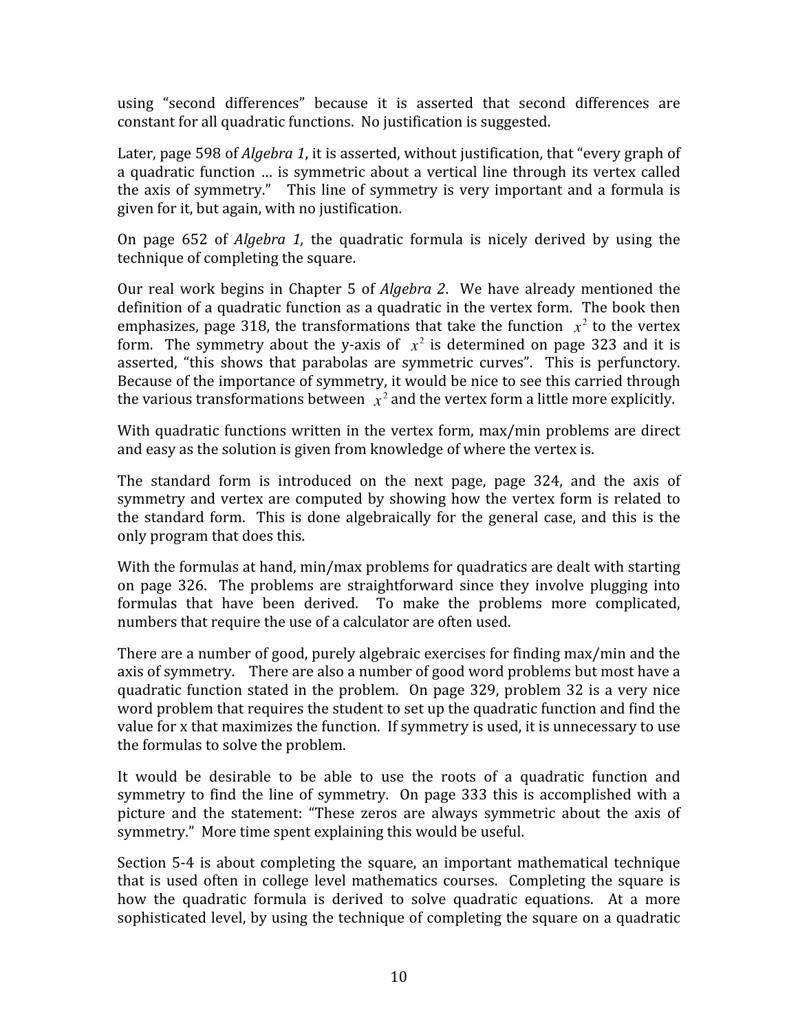using "second differences" because it is asserted that second differences are constant for all quadratic functions. No justification is suggested.

Later, page 598 of *Algebra 1*, it is asserted, without justification, that "every graph of a quadratic function … is symmetric about a vertical line through its vertex called the axis of symmetry." This line of symmetry is very important and a formula is given for it, but again, with no justification.

On page 652 of *Algebra 1,* the quadratic formula is nicely derived by using the technique of completing the square.

Our real work begins in Chapter 5 of *Algebra 2*. We have already mentioned the definition of a quadratic function as a quadratic in the vertex form. The book then emphasizes, page 318, the transformations that take the function $x^2$ to the vertex form. The symmetry about the y-axis of $x^2$ is determined on page 323 and it is asserted, "this shows that parabolas are symmetric curves". This is perfunctory. Because of the importance of symmetry, it would be nice to see this carried through the various transformations between $x^2$ and the vertex form a little more explicitly.

With quadratic functions written in the vertex form, max/min problems are direct and easy as the solution is given from knowledge of where the vertex is.

The standard form is introduced on the next page, page 324, and the axis of symmetry and vertex are computed by showing how the vertex form is related to the standard form. This is done algebraically for the general case, and this is the only program that does this.

With the formulas at hand, min/max problems for quadratics are dealt with starting on page 326. The problems are straightforward since they involve plugging into formulas that have been derived. To make the problems more complicated, numbers that require the use of a calculator are often used.

There are a number of good, purely algebraic exercises for finding max/min and the axis of symmetry. There are also a number of good word problems but most have a quadratic function stated in the problem. On page 329, problem 32 is a very nice word problem that requires the student to set up the quadratic function and find the value for x that maximizes the function. If symmetry is used, it is unnecessary to use the formulas to solve the problem.

It would be desirable to be able to use the roots of a quadratic function and symmetry to find the line of symmetry. On page 333 this is accomplished with a picture and the statement: "These zeros are always symmetric about the axis of symmetry." More time spent explaining this would be useful.

Section 5-4 is about completing the square, an important mathematical technique that is used often in college level mathematics courses. Completing the square is how the quadratic formula is derived to solve quadratic equations. At a more sophisticated level, by using the technique of completing the square on a quadratic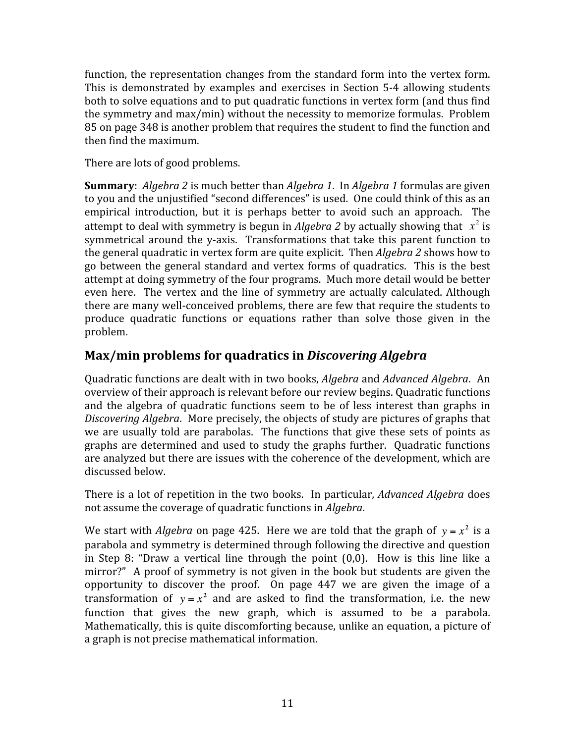function, the representation changes from the standard form into the vertex form. This is demonstrated by examples and exercises in Section 5-4 allowing students both to solve equations and to put quadratic functions in vertex form (and thus find the symmetry and max/min) without the necessity to memorize formulas. Problem 85 on page 348 is another problem that requires the student to find the function and then find the maximum.

There are lots of good problems.

**Summary**: *Algebra 2* is much better than *Algebra 1*. In *Algebra 1* formulas are given to you and the unjustified "second differences" is used. One could think of this as an empirical introduction, but it is perhaps better to avoid such an approach. The attempt to deal with symmetry is begun in *Algebra 2* by actually showing that $x^2$ is symmetrical around the y-axis. Transformations that take this parent function to the general quadratic in vertex form are quite explicit. Then *Algebra 2* shows how to go between the general standard and vertex forms of quadratics. This is the best attempt at doing symmetry of the four programs. Much more detail would be better even here. The vertex and the line of symmetry are actually calculated. Although there are many well-conceived problems, there are few that require the students to produce quadratic functions or equations rather than solve those given in the problem.

## Max/min problems for quadratics in *Discovering Algebra*

Quadratic functions are dealt with in two books, *Algebra* and *Advanced Algebra*. An overview of their approach is relevant before our review begins. Quadratic functions and the algebra of quadratic functions seem to be of less interest than graphs in *Discovering Algebra*. More precisely, the objects of study are pictures of graphs that we are usually told are parabolas. The functions that give these sets of points as graphs are determined and used to study the graphs further. Quadratic functions are analyzed but there are issues with the coherence of the development, which are discussed below.

There is a lot of repetition in the two books. In particular, *Advanced Algebra* does not assume the coverage of quadratic functions in *Algebra*.

We start with *Algebra* on page 425. Here we are told that the graph of $y = x^2$ is a parabola and symmetry is determined through following the directive and question in Step 8: "Draw a vertical line through the point (0,0). How is this line like a mirror?" A proof of symmetry is not given in the book but students are given the opportunity to discover the proof. On page 447 we are given the image of a transformation of $y = x^2$ and are asked to find the transformation, i.e. the new function that gives the new graph, which is assumed to be a parabola. Mathematically, this is quite discomforting because, unlike an equation, a picture of a graph is not precise mathematical information.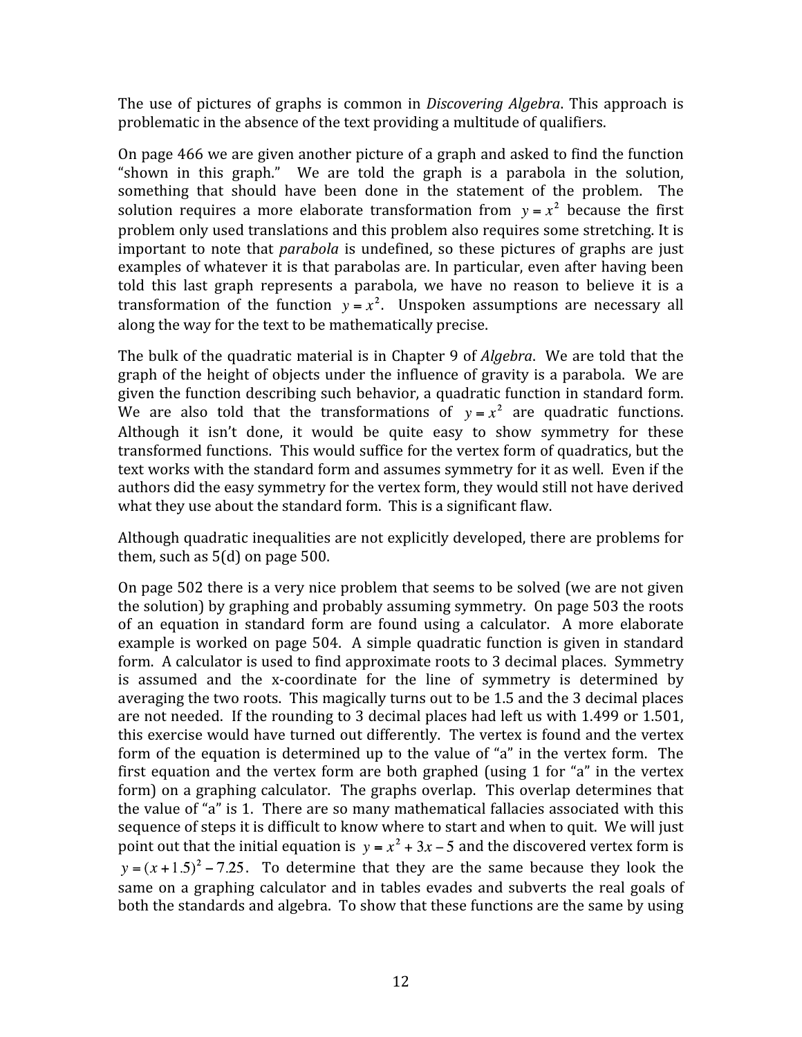The use of pictures of graphs is common in *Discovering Algebra*. This approach is problematic in the absence of the text providing a multitude of qualifiers.

On page 466 we are given another picture of a graph and asked to find the function "shown in this graph." We are told the graph is a parabola in the solution, something that should have been done in the statement of the problem. The solution requires a more elaborate transformation from $y = x^2$ because the first problem only used translations and this problem also requires some stretching. It is important to note that *parabola* is undefined, so these pictures of graphs are just examples of whatever it is that parabolas are. In particular, even after having been told this last graph represents a parabola, we have no reason to believe it is a transformation of the function $y = x^2$. Unspoken assumptions are necessary all along the way for the text to be mathematically precise.

The bulk of the quadratic material is in Chapter 9 of *Algebra*. We are told that the graph of the height of objects under the influence of gravity is a parabola. We are given the function describing such behavior, a quadratic function in standard form. We are also told that the transformations of $y = x^2$ are quadratic functions. Although it isn't done, it would be quite easy to show symmetry for these transformed functions. This would suffice for the vertex form of quadratics, but the text works with the standard form and assumes symmetry for it as well. Even if the authors did the easy symmetry for the vertex form, they would still not have derived what they use about the standard form. This is a significant flaw.

Although quadratic inequalities are not explicitly developed, there are problems for them, such as 5(d) on page 500.

On page 502 there is a very nice problem that seems to be solved (we are not given the solution) by graphing and probably assuming symmetry. On page 503 the roots of an equation in standard form are found using a calculator. A more elaborate example is worked on page 504. A simple quadratic function is given in standard form. A calculator is used to find approximate roots to 3 decimal places. Symmetry is assumed and the x-coordinate for the line of symmetry is determined by averaging the two roots. This magically turns out to be 1.5 and the 3 decimal places are not needed. If the rounding to 3 decimal places had left us with 1.499 or 1.501, this exercise would have turned out differently. The vertex is found and the vertex form of the equation is determined up to the value of "a" in the vertex form. The first equation and the vertex form are both graphed (using 1 for "a" in the vertex form) on a graphing calculator. The graphs overlap. This overlap determines that the value of "a" is 1. There are so many mathematical fallacies associated with this sequence of steps it is difficult to know where to start and when to quit. We will just point out that the initial equation is $y = x^2 + 3x - 5$ and the discovered vertex form is $y = (x + 1.5)^2 - 7.25$. To determine that they are the same because they look the same on a graphing calculator and in tables evades and subverts the real goals of both the standards and algebra. To show that these functions are the same by using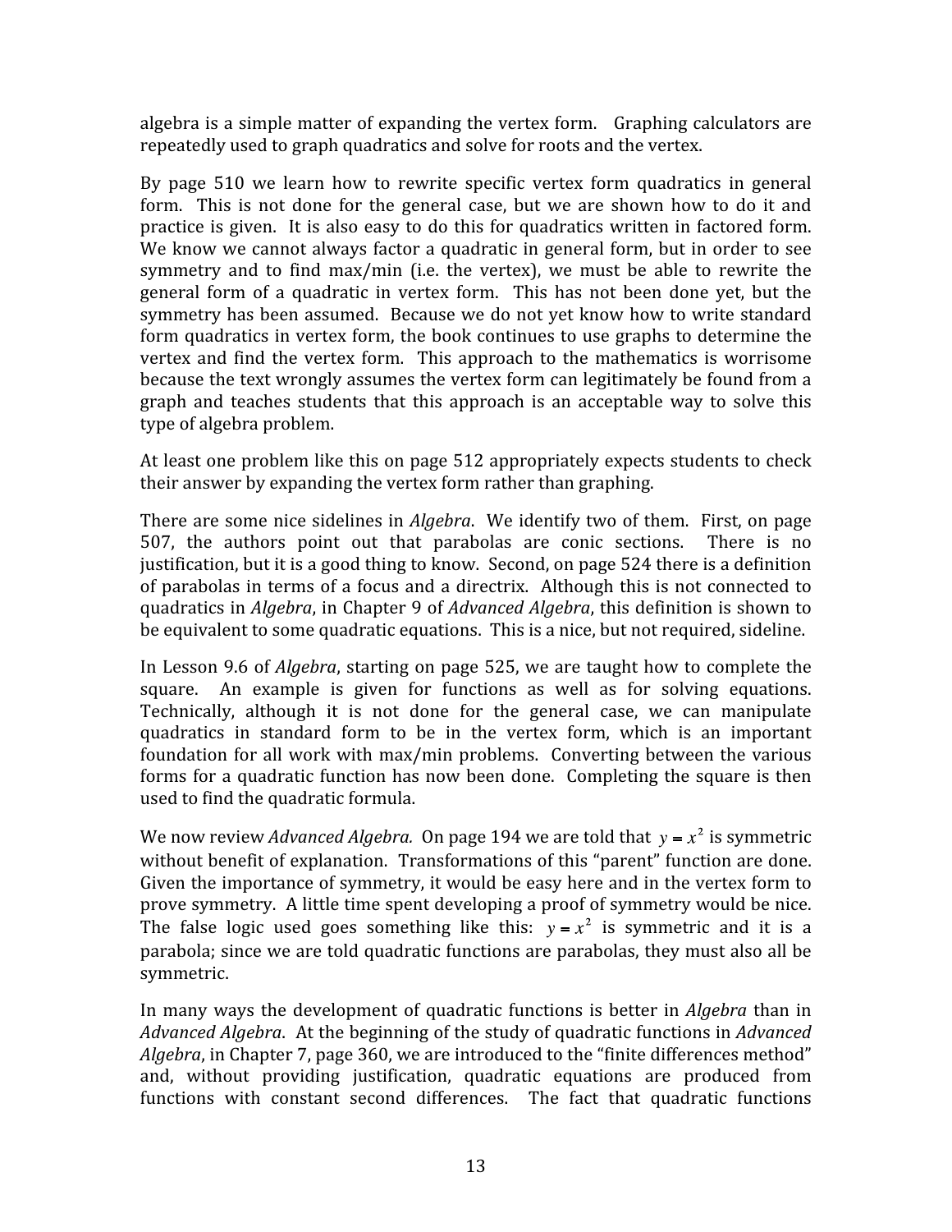algebra is a simple matter of expanding the vertex form. Graphing calculators are repeatedly used to graph quadratics and solve for roots and the vertex.

By page 510 we learn how to rewrite specific vertex form quadratics in general form. This is not done for the general case, but we are shown how to do it and practice is given. It is also easy to do this for quadratics written in factored form. We know we cannot always factor a quadratic in general form, but in order to see symmetry and to find max/min (i.e. the vertex), we must be able to rewrite the general form of a quadratic in vertex form. This has not been done yet, but the symmetry has been assumed. Because we do not yet know how to write standard form quadratics in vertex form, the book continues to use graphs to determine the vertex and find the vertex form. This approach to the mathematics is worrisome because the text wrongly assumes the vertex form can legitimately be found from a graph and teaches students that this approach is an acceptable way to solve this type of algebra problem.

At least one problem like this on page 512 appropriately expects students to check their answer by expanding the vertex form rather than graphing.

There are some nice sidelines in *Algebra*. We identify two of them. First, on page 507, the authors point out that parabolas are conic sections. There is no justification, but it is a good thing to know. Second, on page 524 there is a definition of parabolas in terms of a focus and a directrix. Although this is not connected to quadratics in *Algebra*, in Chapter 9 of *Advanced Algebra*, this definition is shown to be equivalent to some quadratic equations. This is a nice, but not required, sideline.

In Lesson 9.6 of *Algebra*, starting on page 525, we are taught how to complete the square. An example is given for functions as well as for solving equations. Technically, although it is not done for the general case, we can manipulate quadratics in standard form to be in the vertex form, which is an important foundation for all work with max/min problems. Converting between the various forms for a quadratic function has now been done. Completing the square is then used to find the quadratic formula.

We now review *Advanced Algebra.* On page 194 we are told that $y = x^2$ is symmetric without benefit of explanation. Transformations of this "parent" function are done. Given the importance of symmetry, it would be easy here and in the vertex form to prove symmetry. A little time spent developing a proof of symmetry would be nice. The false logic used goes something like this: $y = x^2$ is symmetric and it is a parabola; since we are told quadratic functions are parabolas, they must also all be symmetric.

In many ways the development of quadratic functions is better in *Algebra* than in *Advanced Algebra*. At the beginning of the study of quadratic functions in *Advanced Algebra*, in Chapter 7, page 360, we are introduced to the "finite differences method" and, without providing justification, quadratic equations are produced from functions with constant second differences. The fact that quadratic functions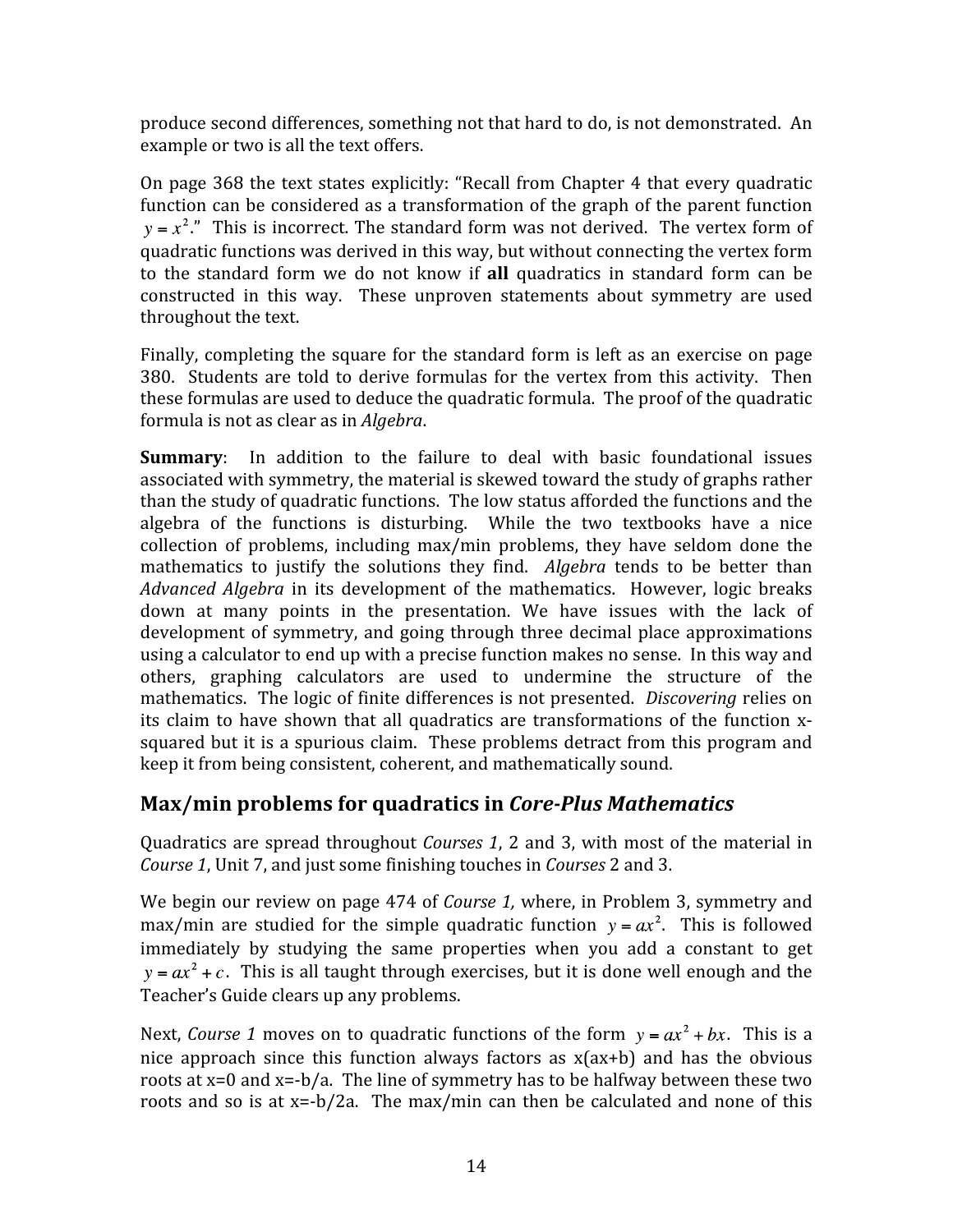produce second differences, something not that hard to do, is not demonstrated. An example or two is all the text offers.

On page 368 the text states explicitly: "Recall from Chapter 4 that every quadratic function can be considered as a transformation of the graph of the parent function $y = x^2$." This is incorrect. The standard form was not derived. The vertex form of quadratic functions was derived in this way, but without connecting the vertex form to the standard form we do not know if **all** quadratics in standard form can be constructed in this way. These unproven statements about symmetry are used throughout the text.

Finally, completing the square for the standard form is left as an exercise on page 380. Students are told to derive formulas for the vertex from this activity. Then these formulas are used to deduce the quadratic formula. The proof of the quadratic formula is not as clear as in *Algebra*.

**Summary**: In addition to the failure to deal with basic foundational issues associated with symmetry, the material is skewed toward the study of graphs rather than the study of quadratic functions. The low status afforded the functions and the algebra of the functions is disturbing. While the two textbooks have a nice collection of problems, including max/min problems, they have seldom done the mathematics to justify the solutions they find. *Algebra* tends to be better than *Advanced Algebra* in its development of the mathematics. However, logic breaks down at many points in the presentation. We have issues with the lack of development of symmetry, and going through three decimal place approximations using a calculator to end up with a precise function makes no sense. In this way and others, graphing calculators are used to undermine the structure of the mathematics. The logic of finite differences is not presented. *Discovering* relies on its claim to have shown that all quadratics are transformations of the function x-squared but it is a spurious claim. These problems detract from this program and keep it from being consistent, coherent, and mathematically sound.

## Max/min problems for quadratics in *Core-Plus Mathematics*

Quadratics are spread throughout *Courses 1*, 2 and 3, with most of the material in *Course 1*, Unit 7, and just some finishing touches in *Courses* 2 and 3.

We begin our review on page 474 of *Course 1,* where, in Problem 3, symmetry and max/min are studied for the simple quadratic function $y = ax^2$. This is followed immediately by studying the same properties when you add a constant to get $y = ax^2 + c$. This is all taught through exercises, but it is done well enough and the Teacher's Guide clears up any problems.

Next, *Course 1* moves on to quadratic functions of the form $y = ax^2 + bx$. This is a nice approach since this function always factors as x(ax+b) and has the obvious roots at x=0 and x=-b/a. The line of symmetry has to be halfway between these two roots and so is at x=-b/2a. The max/min can then be calculated and none of this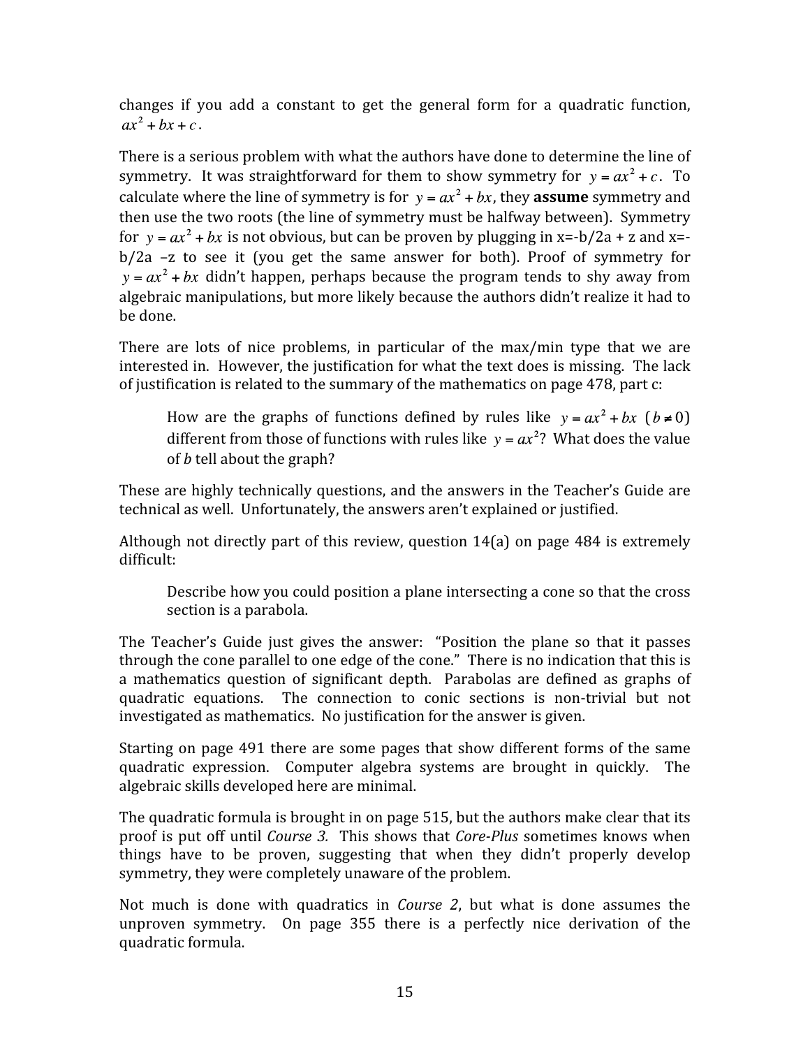changes if you add a constant to get the general form for a quadratic function, $ax^2 + bx + c$.

There is a serious problem with what the authors have done to determine the line of symmetry. It was straightforward for them to show symmetry for $y = ax^2 + c$. To calculate where the line of symmetry is for $y = ax^2 + bx$, they **assume** symmetry and then use the two roots (the line of symmetry must be halfway between). Symmetry for $y = ax^2 + bx$ is not obvious, but can be proven by plugging in x=-b/2a + z and x=-b/2a –z to see it (you get the same answer for both). Proof of symmetry for $y = ax^2 + bx$ didn't happen, perhaps because the program tends to shy away from algebraic manipulations, but more likely because the authors didn't realize it had to be done.

There are lots of nice problems, in particular of the max/min type that we are interested in. However, the justification for what the text does is missing. The lack of justification is related to the summary of the mathematics on page 478, part c:

> How are the graphs of functions defined by rules like $y = ax^2 + bx$ $(b \neq 0)$ different from those of functions with rules like $y = ax^2$? What does the value of *b* tell about the graph?

These are highly technically questions, and the answers in the Teacher's Guide are technical as well. Unfortunately, the answers aren't explained or justified.

Although not directly part of this review, question 14(a) on page 484 is extremely difficult:

> Describe how you could position a plane intersecting a cone so that the cross section is a parabola.

The Teacher's Guide just gives the answer: "Position the plane so that it passes through the cone parallel to one edge of the cone." There is no indication that this is a mathematics question of significant depth. Parabolas are defined as graphs of quadratic equations. The connection to conic sections is non-trivial but not investigated as mathematics. No justification for the answer is given.

Starting on page 491 there are some pages that show different forms of the same quadratic expression. Computer algebra systems are brought in quickly. The algebraic skills developed here are minimal.

The quadratic formula is brought in on page 515, but the authors make clear that its proof is put off until *Course 3.* This shows that *Core-Plus* sometimes knows when things have to be proven, suggesting that when they didn't properly develop symmetry, they were completely unaware of the problem.

Not much is done with quadratics in *Course 2*, but what is done assumes the unproven symmetry. On page 355 there is a perfectly nice derivation of the quadratic formula.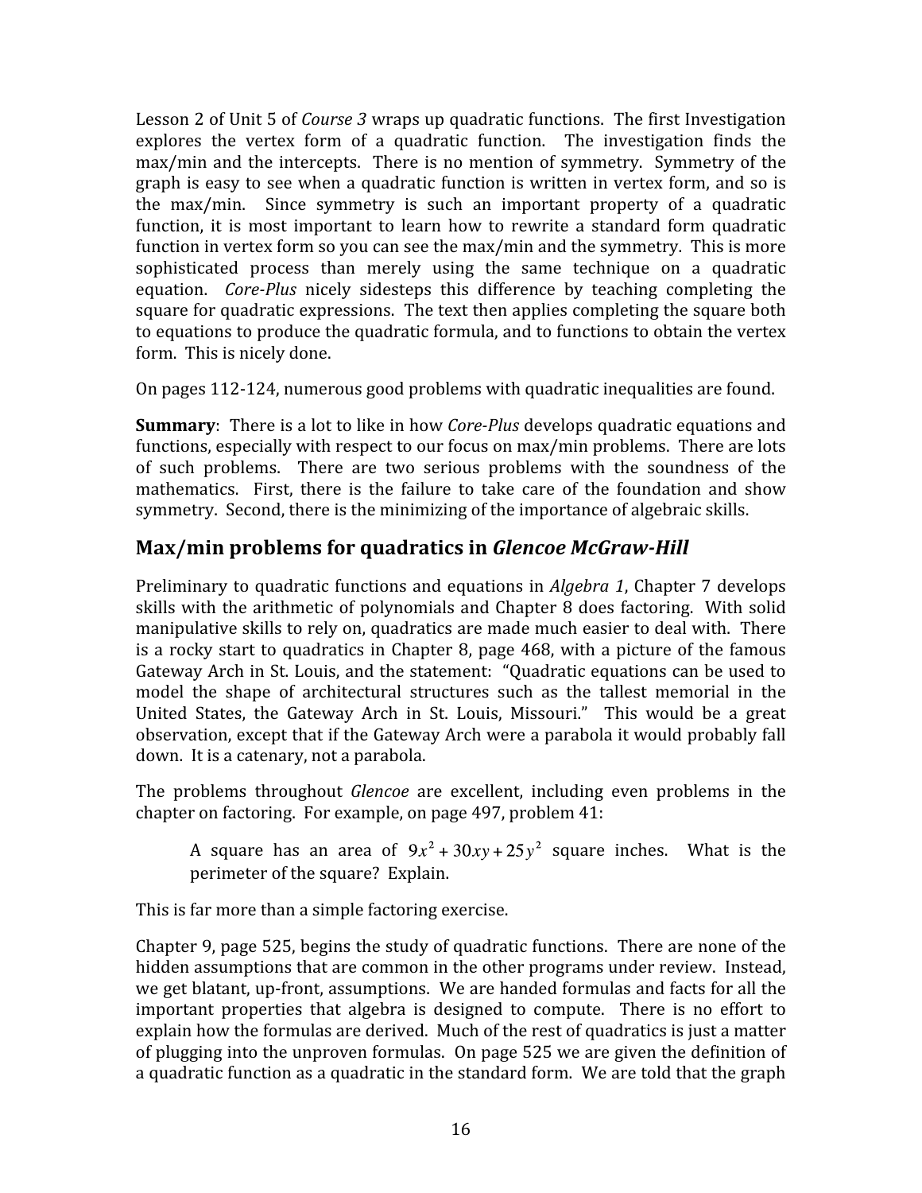Lesson 2 of Unit 5 of *Course 3* wraps up quadratic functions. The first Investigation explores the vertex form of a quadratic function. The investigation finds the max/min and the intercepts. There is no mention of symmetry. Symmetry of the graph is easy to see when a quadratic function is written in vertex form, and so is the max/min. Since symmetry is such an important property of a quadratic function, it is most important to learn how to rewrite a standard form quadratic function in vertex form so you can see the max/min and the symmetry. This is more sophisticated process than merely using the same technique on a quadratic equation. *Core-Plus* nicely sidesteps this difference by teaching completing the square for quadratic expressions. The text then applies completing the square both to equations to produce the quadratic formula, and to functions to obtain the vertex form. This is nicely done.

On pages 112-124, numerous good problems with quadratic inequalities are found.

**Summary**: There is a lot to like in how *Core-Plus* develops quadratic equations and functions, especially with respect to our focus on max/min problems. There are lots of such problems. There are two serious problems with the soundness of the mathematics. First, there is the failure to take care of the foundation and show symmetry. Second, there is the minimizing of the importance of algebraic skills.

## Max/min problems for quadratics in *Glencoe McGraw-Hill*

Preliminary to quadratic functions and equations in *Algebra 1*, Chapter 7 develops skills with the arithmetic of polynomials and Chapter 8 does factoring. With solid manipulative skills to rely on, quadratics are made much easier to deal with. There is a rocky start to quadratics in Chapter 8, page 468, with a picture of the famous Gateway Arch in St. Louis, and the statement: "Quadratic equations can be used to model the shape of architectural structures such as the tallest memorial in the United States, the Gateway Arch in St. Louis, Missouri." This would be a great observation, except that if the Gateway Arch were a parabola it would probably fall down. It is a catenary, not a parabola.

The problems throughout *Glencoe* are excellent, including even problems in the chapter on factoring. For example, on page 497, problem 41:

> A square has an area of $9x^2 + 30xy + 25y^2$ square inches. What is the perimeter of the square? Explain.

This is far more than a simple factoring exercise.

Chapter 9, page 525, begins the study of quadratic functions. There are none of the hidden assumptions that are common in the other programs under review. Instead, we get blatant, up-front, assumptions. We are handed formulas and facts for all the important properties that algebra is designed to compute. There is no effort to explain how the formulas are derived. Much of the rest of quadratics is just a matter of plugging into the unproven formulas. On page 525 we are given the definition of a quadratic function as a quadratic in the standard form. We are told that the graph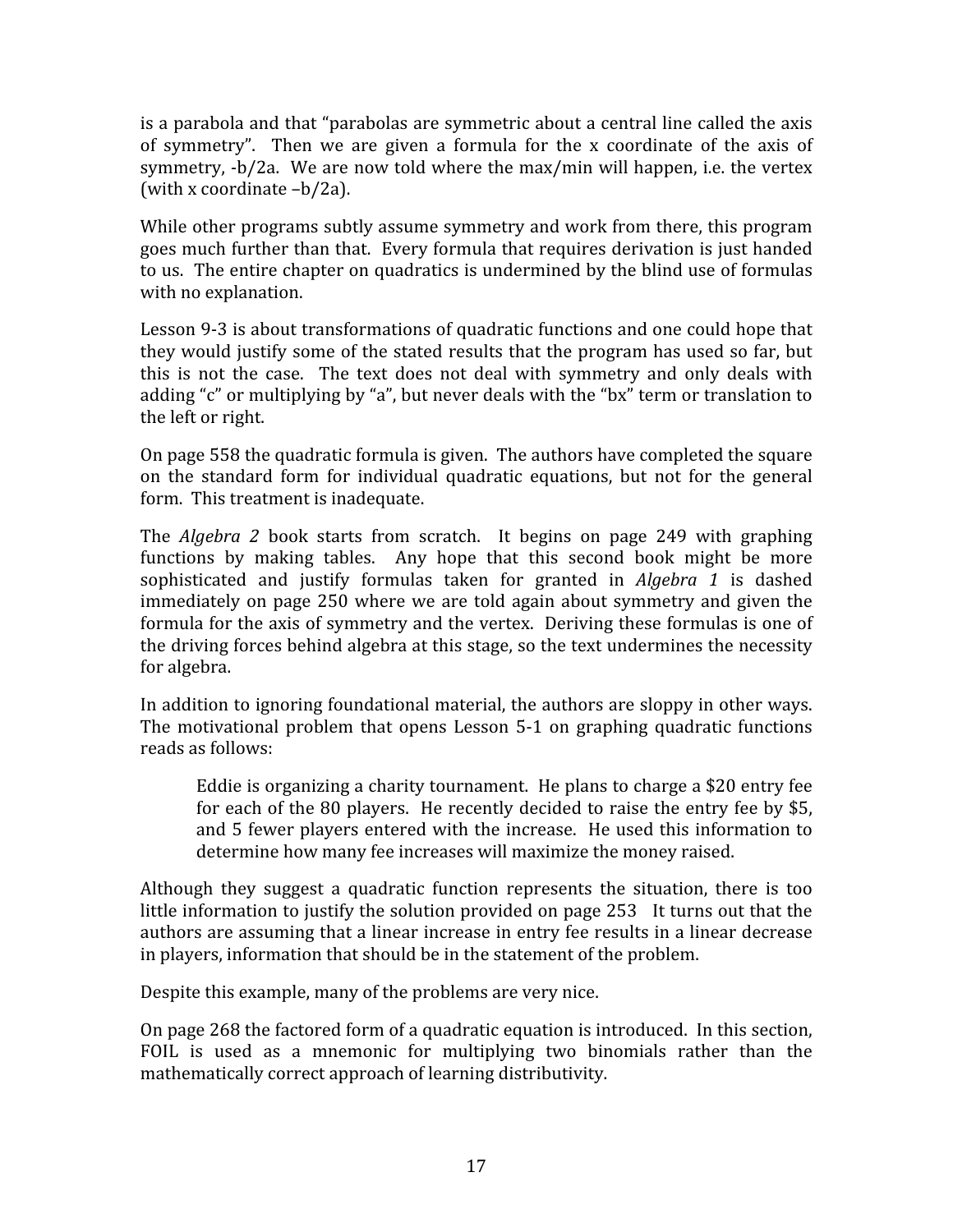is a parabola and that “parabolas are symmetric about a central line called the axis of symmetry”. Then we are given a formula for the x coordinate of the axis of symmetry, $-b/2a$. We are now told where the max/min will happen, i.e. the vertex (with x coordinate $-b/2a$).

While other programs subtly assume symmetry and work from there, this program goes much further than that. Every formula that requires derivation is just handed to us. The entire chapter on quadratics is undermined by the blind use of formulas with no explanation.

Lesson 9-3 is about transformations of quadratic functions and one could hope that they would justify some of the stated results that the program has used so far, but this is not the case. The text does not deal with symmetry and only deals with adding “c” or multiplying by “a”, but never deals with the “bx” term or translation to the left or right.

On page 558 the quadratic formula is given. The authors have completed the square on the standard form for individual quadratic equations, but not for the general form. This treatment is inadequate.

The *Algebra 2* book starts from scratch. It begins on page 249 with graphing functions by making tables. Any hope that this second book might be more sophisticated and justify formulas taken for granted in *Algebra 1* is dashed immediately on page 250 where we are told again about symmetry and given the formula for the axis of symmetry and the vertex. Deriving these formulas is one of the driving forces behind algebra at this stage, so the text undermines the necessity for algebra.

In addition to ignoring foundational material, the authors are sloppy in other ways. The motivational problem that opens Lesson 5-1 on graphing quadratic functions reads as follows:

> Eddie is organizing a charity tournament. He plans to charge a $20 entry fee for each of the 80 players. He recently decided to raise the entry fee by $5, and 5 fewer players entered with the increase. He used this information to determine how many fee increases will maximize the money raised.

Although they suggest a quadratic function represents the situation, there is too little information to justify the solution provided on page 253 It turns out that the authors are assuming that a linear increase in entry fee results in a linear decrease in players, information that should be in the statement of the problem.

Despite this example, many of the problems are very nice.

On page 268 the factored form of a quadratic equation is introduced. In this section, FOIL is used as a mnemonic for multiplying two binomials rather than the mathematically correct approach of learning distributivity.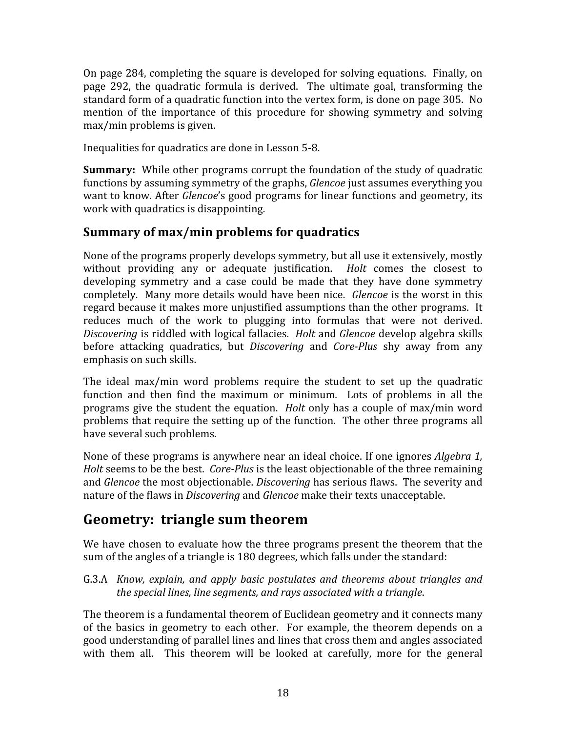On page 284, completing the square is developed for solving equations. Finally, on page 292, the quadratic formula is derived. The ultimate goal, transforming the standard form of a quadratic function into the vertex form, is done on page 305. No mention of the importance of this procedure for showing symmetry and solving max/min problems is given.

Inequalities for quadratics are done in Lesson 5-8.

**Summary:** While other programs corrupt the foundation of the study of quadratic functions by assuming symmetry of the graphs, *Glencoe* just assumes everything you want to know. After *Glencoe*'s good programs for linear functions and geometry, its work with quadratics is disappointing.

### Summary of max/min problems for quadratics

None of the programs properly develops symmetry, but all use it extensively, mostly without providing any or adequate justification. *Holt* comes the closest to developing symmetry and a case could be made that they have done symmetry completely. Many more details would have been nice. *Glencoe* is the worst in this regard because it makes more unjustified assumptions than the other programs. It reduces much of the work to plugging into formulas that were not derived. *Discovering* is riddled with logical fallacies. *Holt* and *Glencoe* develop algebra skills before attacking quadratics, but *Discovering* and *Core-Plus* shy away from any emphasis on such skills.

The ideal max/min word problems require the student to set up the quadratic function and then find the maximum or minimum. Lots of problems in all the programs give the student the equation. *Holt* only has a couple of max/min word problems that require the setting up of the function. The other three programs all have several such problems.

None of these programs is anywhere near an ideal choice. If one ignores *Algebra 1, Holt* seems to be the best. *Core-Plus* is the least objectionable of the three remaining and *Glencoe* the most objectionable. *Discovering* has serious flaws. The severity and nature of the flaws in *Discovering* and *Glencoe* make their texts unacceptable.

## Geometry: triangle sum theorem

We have chosen to evaluate how the three programs present the theorem that the sum of the angles of a triangle is 180 degrees, which falls under the standard:

G.3.A *Know, explain, and apply basic postulates and theorems about triangles and the special lines, line segments, and rays associated with a triangle*.

The theorem is a fundamental theorem of Euclidean geometry and it connects many of the basics in geometry to each other. For example, the theorem depends on a good understanding of parallel lines and lines that cross them and angles associated with them all. This theorem will be looked at carefully, more for the general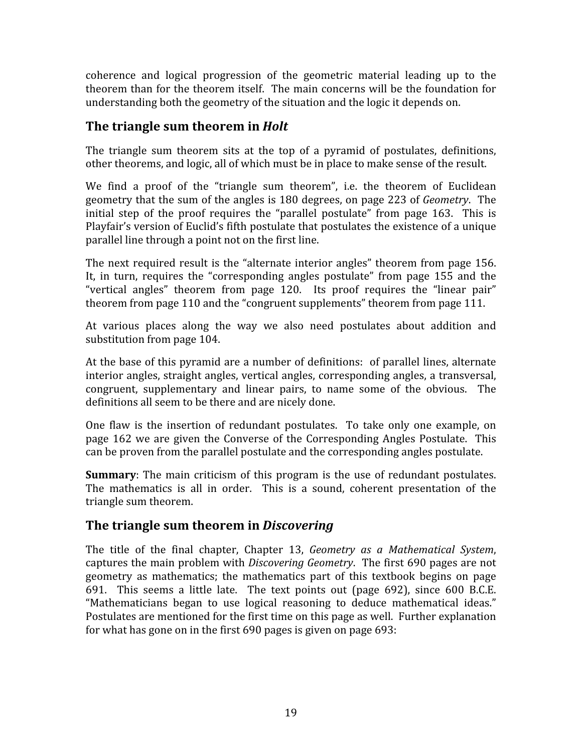coherence and logical progression of the geometric material leading up to the theorem than for the theorem itself. The main concerns will be the foundation for understanding both the geometry of the situation and the logic it depends on.

## The triangle sum theorem in *Holt*

The triangle sum theorem sits at the top of a pyramid of postulates, definitions, other theorems, and logic, all of which must be in place to make sense of the result.

We find a proof of the "triangle sum theorem", i.e. the theorem of Euclidean geometry that the sum of the angles is 180 degrees, on page 223 of *Geometry*. The initial step of the proof requires the "parallel postulate" from page 163. This is Playfair's version of Euclid's fifth postulate that postulates the existence of a unique parallel line through a point not on the first line.

The next required result is the "alternate interior angles" theorem from page 156. It, in turn, requires the "corresponding angles postulate" from page 155 and the "vertical angles" theorem from page 120. Its proof requires the "linear pair" theorem from page 110 and the "congruent supplements" theorem from page 111.

At various places along the way we also need postulates about addition and substitution from page 104.

At the base of this pyramid are a number of definitions: of parallel lines, alternate interior angles, straight angles, vertical angles, corresponding angles, a transversal, congruent, supplementary and linear pairs, to name some of the obvious. The definitions all seem to be there and are nicely done.

One flaw is the insertion of redundant postulates. To take only one example, on page 162 we are given the Converse of the Corresponding Angles Postulate. This can be proven from the parallel postulate and the corresponding angles postulate.

**Summary**: The main criticism of this program is the use of redundant postulates. The mathematics is all in order. This is a sound, coherent presentation of the triangle sum theorem.

## The triangle sum theorem in *Discovering*

The title of the final chapter, Chapter 13, *Geometry as a Mathematical System*, captures the main problem with *Discovering Geometry*. The first 690 pages are not geometry as mathematics; the mathematics part of this textbook begins on page 691. This seems a little late. The text points out (page 692), since 600 B.C.E. "Mathematicians began to use logical reasoning to deduce mathematical ideas." Postulates are mentioned for the first time on this page as well. Further explanation for what has gone on in the first 690 pages is given on page 693: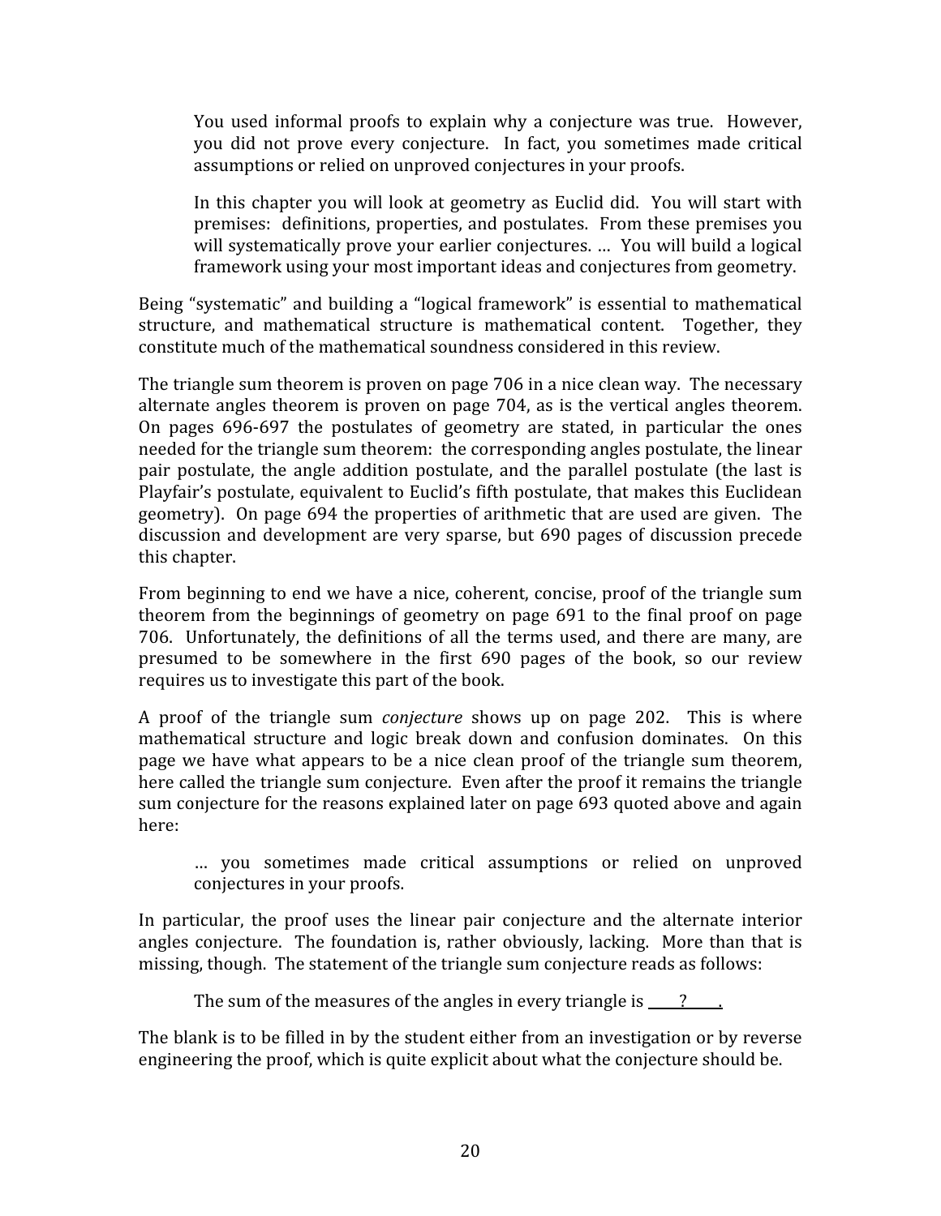> You used informal proofs to explain why a conjecture was true. However, you did not prove every conjecture. In fact, you sometimes made critical assumptions or relied on unproved conjectures in your proofs.
>
> In this chapter you will look at geometry as Euclid did. You will start with premises: definitions, properties, and postulates. From these premises you will systematically prove your earlier conjectures. … You will build a logical framework using your most important ideas and conjectures from geometry.

Being "systematic" and building a "logical framework" is essential to mathematical structure, and mathematical structure is mathematical content. Together, they constitute much of the mathematical soundness considered in this review.

The triangle sum theorem is proven on page 706 in a nice clean way. The necessary alternate angles theorem is proven on page 704, as is the vertical angles theorem. On pages 696-697 the postulates of geometry are stated, in particular the ones needed for the triangle sum theorem: the corresponding angles postulate, the linear pair postulate, the angle addition postulate, and the parallel postulate (the last is Playfair's postulate, equivalent to Euclid's fifth postulate, that makes this Euclidean geometry). On page 694 the properties of arithmetic that are used are given. The discussion and development are very sparse, but 690 pages of discussion precede this chapter.

From beginning to end we have a nice, coherent, concise, proof of the triangle sum theorem from the beginnings of geometry on page 691 to the final proof on page 706. Unfortunately, the definitions of all the terms used, and there are many, are presumed to be somewhere in the first 690 pages of the book, so our review requires us to investigate this part of the book.

A proof of the triangle sum *conjecture* shows up on page 202. This is where mathematical structure and logic break down and confusion dominates. On this page we have what appears to be a nice clean proof of the triangle sum theorem, here called the triangle sum conjecture. Even after the proof it remains the triangle sum conjecture for the reasons explained later on page 693 quoted above and again here:

> … you sometimes made critical assumptions or relied on unproved conjectures in your proofs.

In particular, the proof uses the linear pair conjecture and the alternate interior angles conjecture. The foundation is, rather obviously, lacking. More than that is missing, though. The statement of the triangle sum conjecture reads as follows:

> The sum of the measures of the angles in every triangle is \_\_\_\_?\_\_\_\_.

The blank is to be filled in by the student either from an investigation or by reverse engineering the proof, which is quite explicit about what the conjecture should be.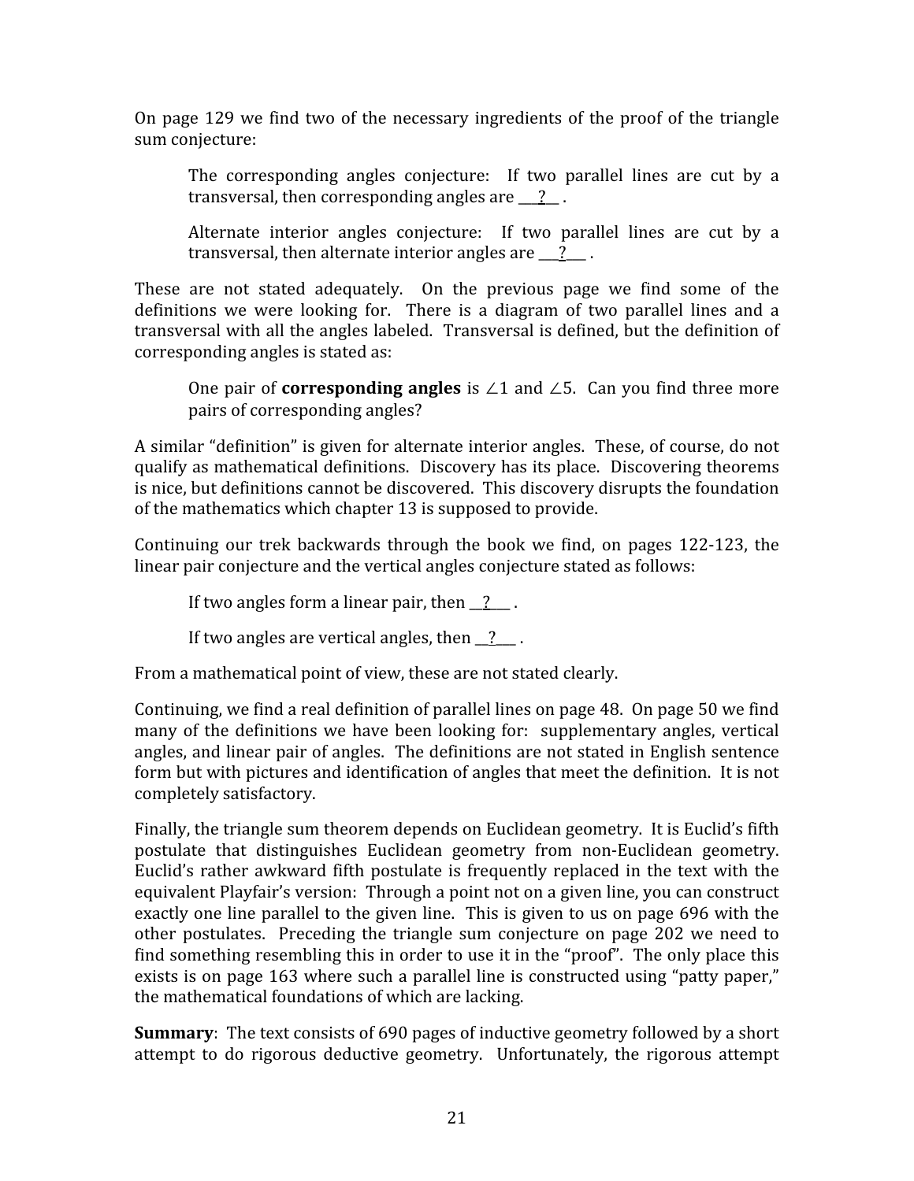On page 129 we find two of the necessary ingredients of the proof of the triangle sum conjecture:

> The corresponding angles conjecture: If two parallel lines are cut by a transversal, then corresponding angles are ___?__ .
>
> Alternate interior angles conjecture: If two parallel lines are cut by a transversal, then alternate interior angles are ___?___ .

These are not stated adequately. On the previous page we find some of the definitions we were looking for. There is a diagram of two parallel lines and a transversal with all the angles labeled. Transversal is defined, but the definition of corresponding angles is stated as:

> One pair of **corresponding angles** is ∠1 and ∠5. Can you find three more pairs of corresponding angles?

A similar "definition" is given for alternate interior angles. These, of course, do not qualify as mathematical definitions. Discovery has its place. Discovering theorems is nice, but definitions cannot be discovered. This discovery disrupts the foundation of the mathematics which chapter 13 is supposed to provide.

Continuing our trek backwards through the book we find, on pages 122-123, the linear pair conjecture and the vertical angles conjecture stated as follows:

> If two angles form a linear pair, then __?___ .
>
> If two angles are vertical angles, then __?___ .

From a mathematical point of view, these are not stated clearly.

Continuing, we find a real definition of parallel lines on page 48. On page 50 we find many of the definitions we have been looking for: supplementary angles, vertical angles, and linear pair of angles. The definitions are not stated in English sentence form but with pictures and identification of angles that meet the definition. It is not completely satisfactory.

Finally, the triangle sum theorem depends on Euclidean geometry. It is Euclid's fifth postulate that distinguishes Euclidean geometry from non-Euclidean geometry. Euclid's rather awkward fifth postulate is frequently replaced in the text with the equivalent Playfair's version: Through a point not on a given line, you can construct exactly one line parallel to the given line. This is given to us on page 696 with the other postulates. Preceding the triangle sum conjecture on page 202 we need to find something resembling this in order to use it in the "proof". The only place this exists is on page 163 where such a parallel line is constructed using "patty paper," the mathematical foundations of which are lacking.

**Summary**: The text consists of 690 pages of inductive geometry followed by a short attempt to do rigorous deductive geometry. Unfortunately, the rigorous attempt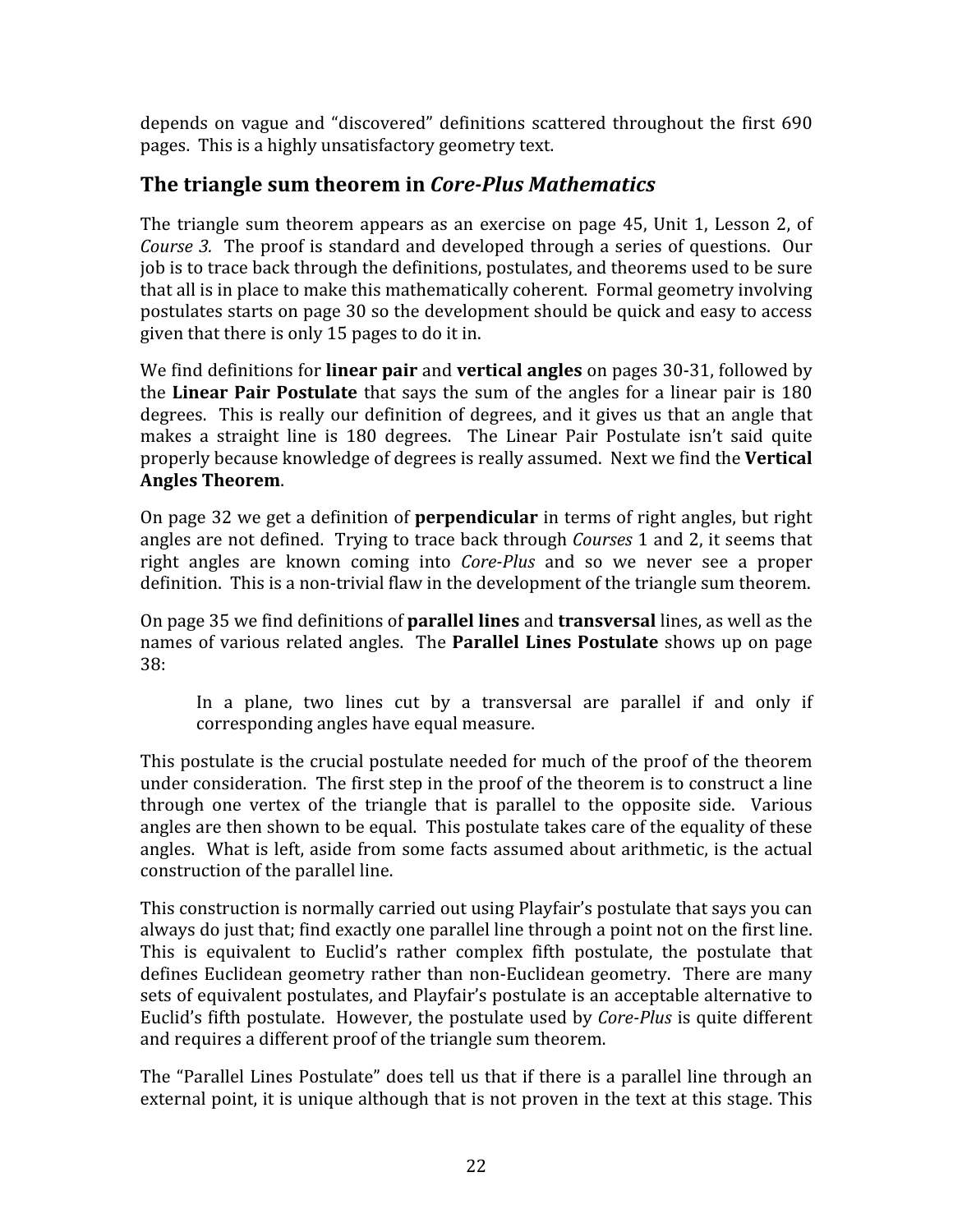depends on vague and "discovered" definitions scattered throughout the first 690 pages. This is a highly unsatisfactory geometry text.

## The triangle sum theorem in *Core-Plus Mathematics*

The triangle sum theorem appears as an exercise on page 45, Unit 1, Lesson 2, of *Course 3.* The proof is standard and developed through a series of questions. Our job is to trace back through the definitions, postulates, and theorems used to be sure that all is in place to make this mathematically coherent. Formal geometry involving postulates starts on page 30 so the development should be quick and easy to access given that there is only 15 pages to do it in.

We find definitions for **linear pair** and **vertical angles** on pages 30-31, followed by the **Linear Pair Postulate** that says the sum of the angles for a linear pair is 180 degrees. This is really our definition of degrees, and it gives us that an angle that makes a straight line is 180 degrees. The Linear Pair Postulate isn't said quite properly because knowledge of degrees is really assumed. Next we find the **Vertical Angles Theorem**.

On page 32 we get a definition of **perpendicular** in terms of right angles, but right angles are not defined. Trying to trace back through *Courses* 1 and 2, it seems that right angles are known coming into *Core-Plus* and so we never see a proper definition. This is a non-trivial flaw in the development of the triangle sum theorem.

On page 35 we find definitions of **parallel lines** and **transversal** lines, as well as the names of various related angles. The **Parallel Lines Postulate** shows up on page 38:

> In a plane, two lines cut by a transversal are parallel if and only if corresponding angles have equal measure.

This postulate is the crucial postulate needed for much of the proof of the theorem under consideration. The first step in the proof of the theorem is to construct a line through one vertex of the triangle that is parallel to the opposite side. Various angles are then shown to be equal. This postulate takes care of the equality of these angles. What is left, aside from some facts assumed about arithmetic, is the actual construction of the parallel line.

This construction is normally carried out using Playfair's postulate that says you can always do just that; find exactly one parallel line through a point not on the first line. This is equivalent to Euclid's rather complex fifth postulate, the postulate that defines Euclidean geometry rather than non-Euclidean geometry. There are many sets of equivalent postulates, and Playfair's postulate is an acceptable alternative to Euclid's fifth postulate. However, the postulate used by *Core-Plus* is quite different and requires a different proof of the triangle sum theorem.

The "Parallel Lines Postulate" does tell us that if there is a parallel line through an external point, it is unique although that is not proven in the text at this stage. This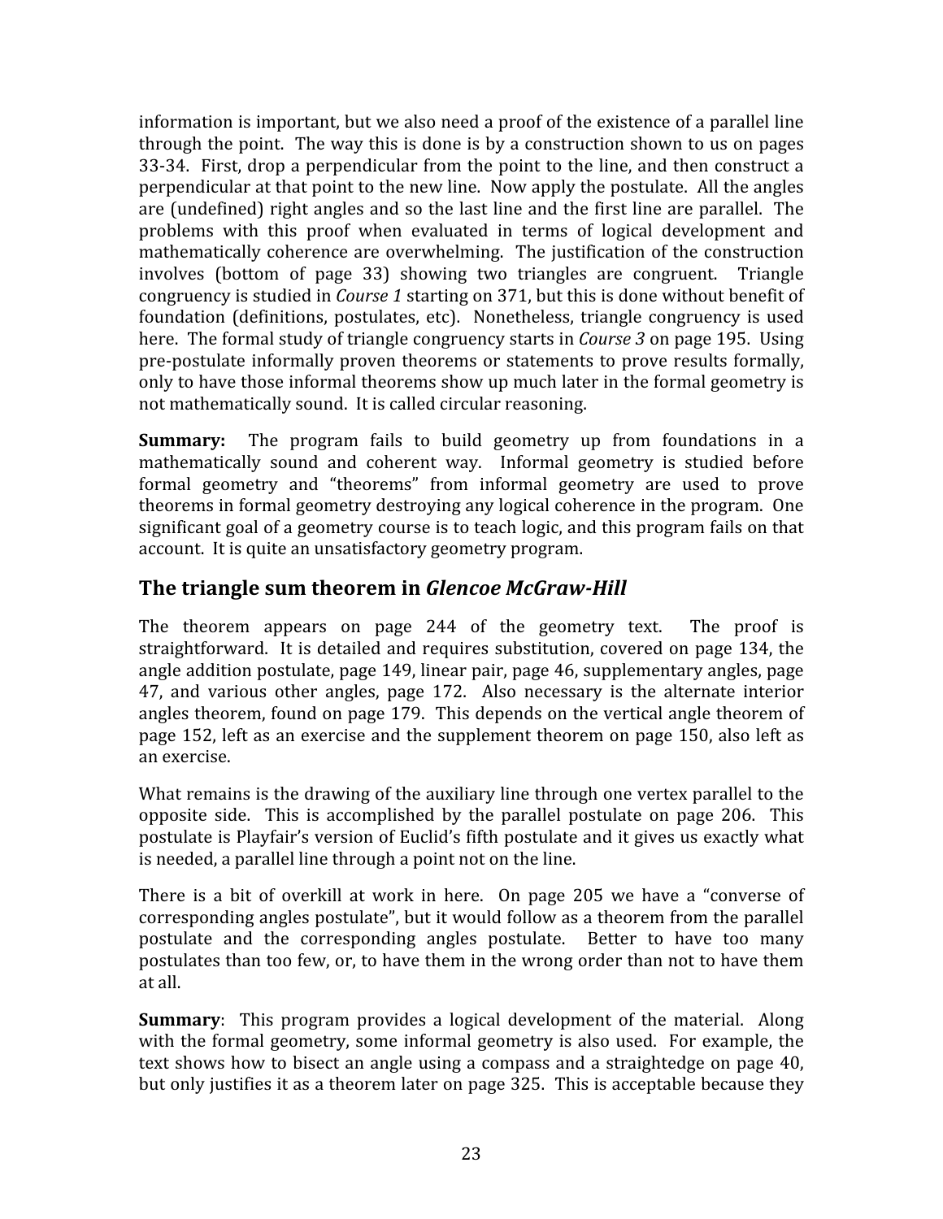information is important, but we also need a proof of the existence of a parallel line through the point. The way this is done is by a construction shown to us on pages 33-34. First, drop a perpendicular from the point to the line, and then construct a perpendicular at that point to the new line. Now apply the postulate. All the angles are (undefined) right angles and so the last line and the first line are parallel. The problems with this proof when evaluated in terms of logical development and mathematically coherence are overwhelming. The justification of the construction involves (bottom of page 33) showing two triangles are congruent. Triangle congruency is studied in *Course 1* starting on 371, but this is done without benefit of foundation (definitions, postulates, etc). Nonetheless, triangle congruency is used here. The formal study of triangle congruency starts in *Course 3* on page 195. Using pre-postulate informally proven theorems or statements to prove results formally, only to have those informal theorems show up much later in the formal geometry is not mathematically sound. It is called circular reasoning.

**Summary:** The program fails to build geometry up from foundations in a mathematically sound and coherent way. Informal geometry is studied before formal geometry and "theorems" from informal geometry are used to prove theorems in formal geometry destroying any logical coherence in the program. One significant goal of a geometry course is to teach logic, and this program fails on that account. It is quite an unsatisfactory geometry program.

## The triangle sum theorem in *Glencoe McGraw-Hill*

The theorem appears on page 244 of the geometry text. The proof is straightforward. It is detailed and requires substitution, covered on page 134, the angle addition postulate, page 149, linear pair, page 46, supplementary angles, page 47, and various other angles, page 172. Also necessary is the alternate interior angles theorem, found on page 179. This depends on the vertical angle theorem of page 152, left as an exercise and the supplement theorem on page 150, also left as an exercise.

What remains is the drawing of the auxiliary line through one vertex parallel to the opposite side. This is accomplished by the parallel postulate on page 206. This postulate is Playfair's version of Euclid's fifth postulate and it gives us exactly what is needed, a parallel line through a point not on the line.

There is a bit of overkill at work in here. On page 205 we have a "converse of corresponding angles postulate", but it would follow as a theorem from the parallel postulate and the corresponding angles postulate. Better to have too many postulates than too few, or, to have them in the wrong order than not to have them at all.

**Summary**: This program provides a logical development of the material. Along with the formal geometry, some informal geometry is also used. For example, the text shows how to bisect an angle using a compass and a straightedge on page 40, but only justifies it as a theorem later on page 325. This is acceptable because they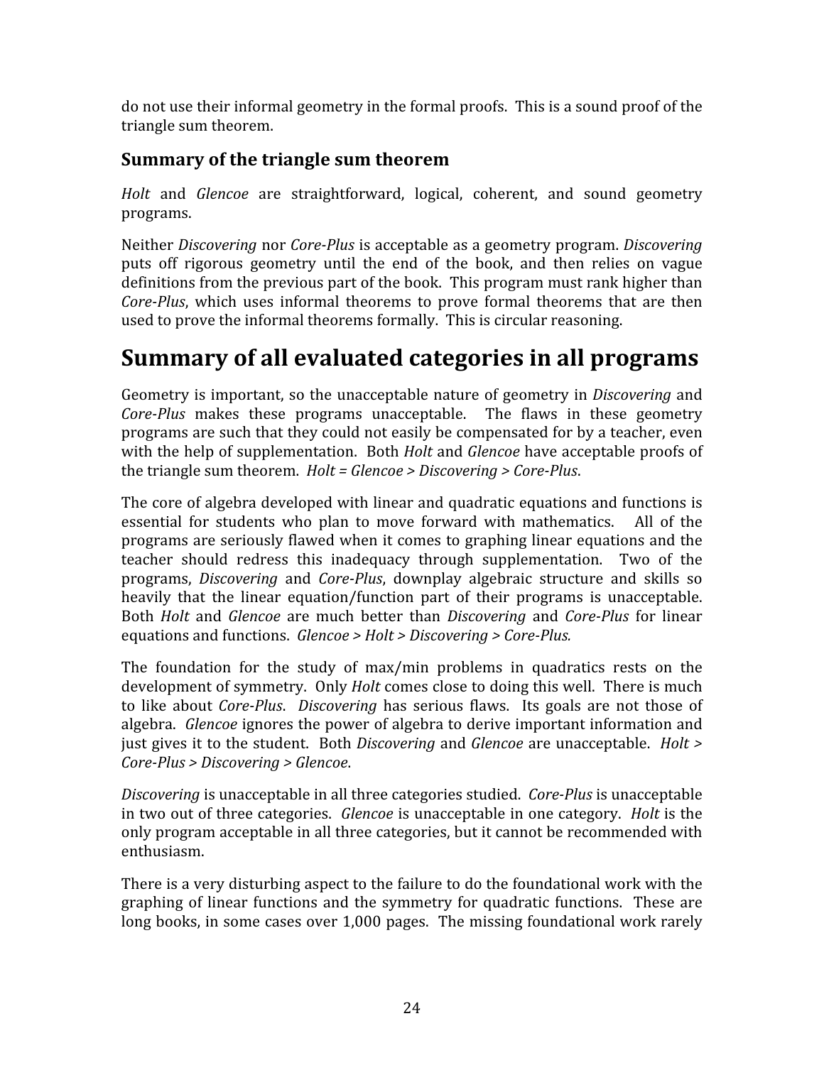do not use their informal geometry in the formal proofs. This is a sound proof of the triangle sum theorem.

### Summary of the triangle sum theorem

*Holt* and *Glencoe* are straightforward, logical, coherent, and sound geometry programs.

Neither *Discovering* nor *Core-Plus* is acceptable as a geometry program. *Discovering* puts off rigorous geometry until the end of the book, and then relies on vague definitions from the previous part of the book. This program must rank higher than *Core-Plus*, which uses informal theorems to prove formal theorems that are then used to prove the informal theorems formally. This is circular reasoning.

## Summary of all evaluated categories in all programs

Geometry is important, so the unacceptable nature of geometry in *Discovering* and *Core-Plus* makes these programs unacceptable. The flaws in these geometry programs are such that they could not easily be compensated for by a teacher, even with the help of supplementation. Both *Holt* and *Glencoe* have acceptable proofs of the triangle sum theorem. *Holt = Glencoe > Discovering > Core-Plus*.

The core of algebra developed with linear and quadratic equations and functions is essential for students who plan to move forward with mathematics. All of the programs are seriously flawed when it comes to graphing linear equations and the teacher should redress this inadequacy through supplementation. Two of the programs, *Discovering* and *Core-Plus*, downplay algebraic structure and skills so heavily that the linear equation/function part of their programs is unacceptable. Both *Holt* and *Glencoe* are much better than *Discovering* and *Core-Plus* for linear equations and functions. *Glencoe > Holt > Discovering > Core-Plus.*

The foundation for the study of max/min problems in quadratics rests on the development of symmetry. Only *Holt* comes close to doing this well. There is much to like about *Core-Plus*. *Discovering* has serious flaws. Its goals are not those of algebra. *Glencoe* ignores the power of algebra to derive important information and just gives it to the student. Both *Discovering* and *Glencoe* are unacceptable. *Holt > Core-Plus > Discovering > Glencoe*.

*Discovering* is unacceptable in all three categories studied. *Core-Plus* is unacceptable in two out of three categories. *Glencoe* is unacceptable in one category. *Holt* is the only program acceptable in all three categories, but it cannot be recommended with enthusiasm.

There is a very disturbing aspect to the failure to do the foundational work with the graphing of linear functions and the symmetry for quadratic functions. These are long books, in some cases over 1,000 pages. The missing foundational work rarely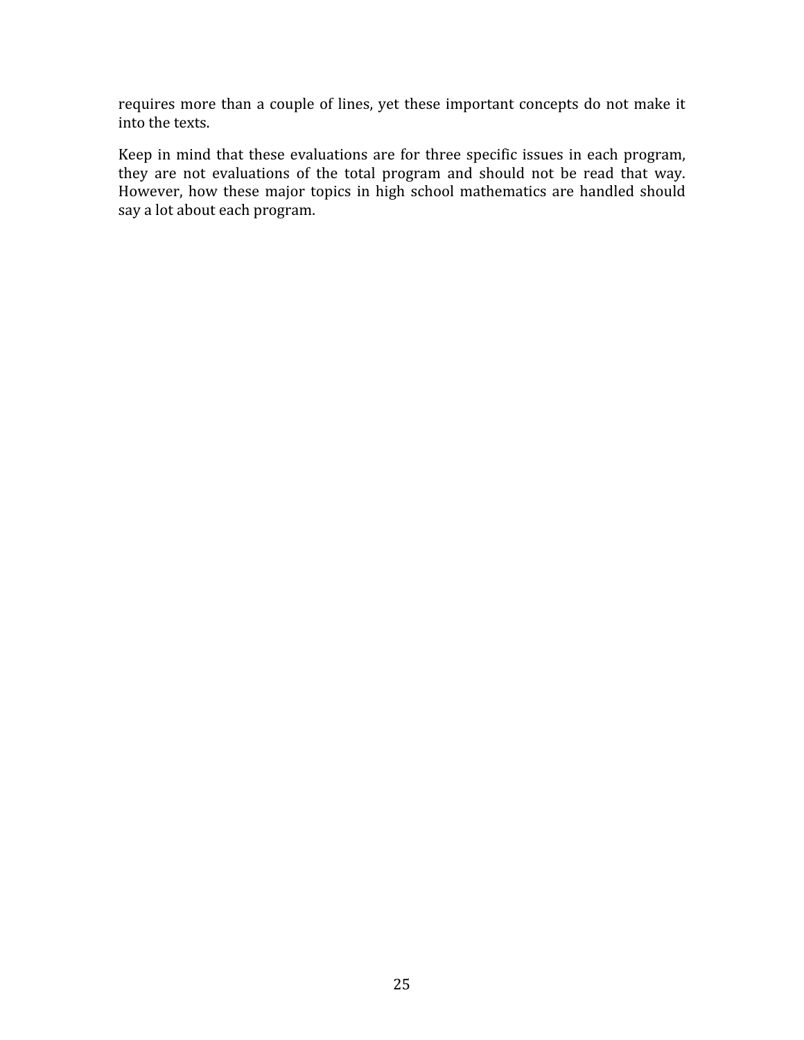requires more than a couple of lines, yet these important concepts do not make it into the texts.

Keep in mind that these evaluations are for three specific issues in each program, they are not evaluations of the total program and should not be read that way. However, how these major topics in high school mathematics are handled should say a lot about each program.